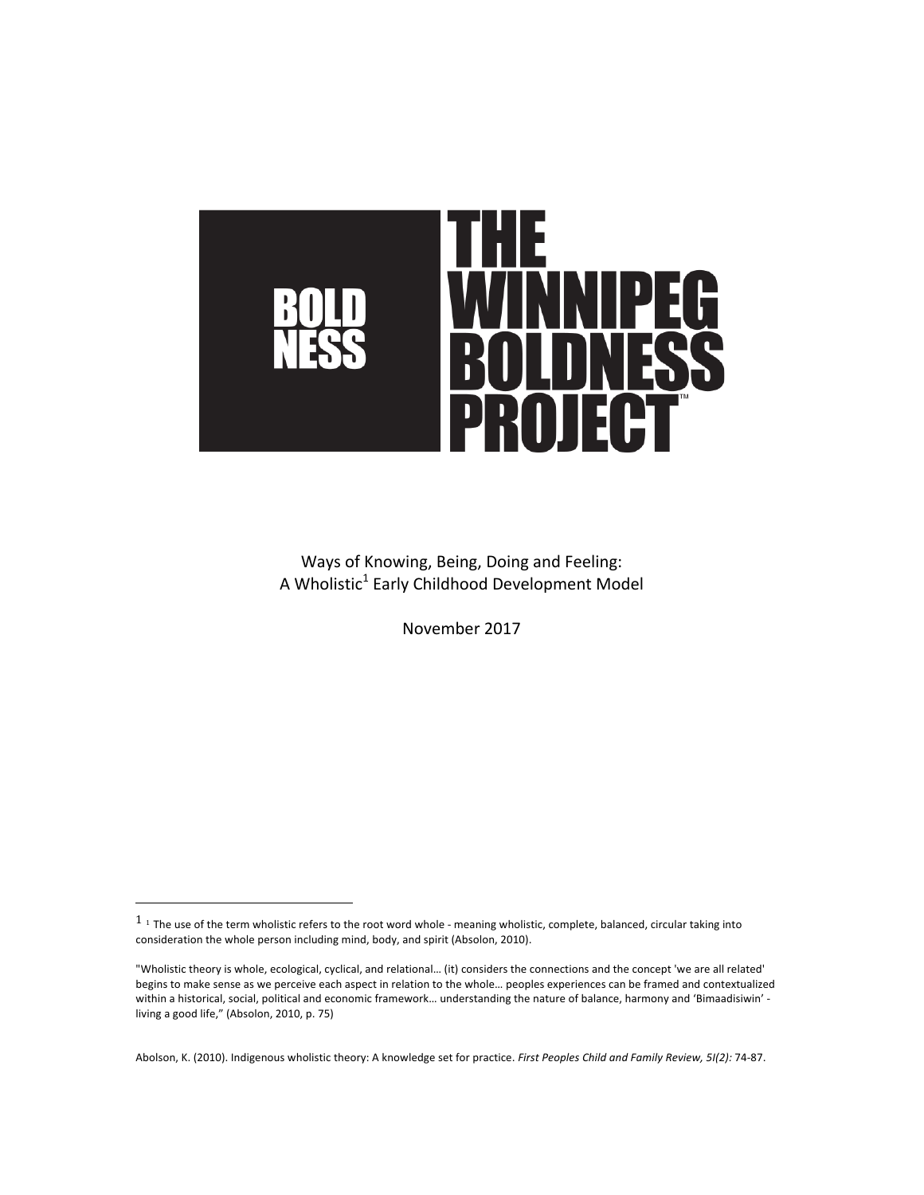BOLD NESS

# THE WINNIPEG BOLDNESS PROJECT™

Ways of Knowing, Being, Doing and Feeling:
A Wholistic[1] Early Childhood Development Model

November 2017

---

1 [1] The use of the term wholistic refers to the root word whole - meaning wholistic, complete, balanced, circular taking into consideration the whole person including mind, body, and spirit (Absolon, 2010).

"Wholistic theory is whole, ecological, cyclical, and relational… (it) considers the connections and the concept 'we are all related' begins to make sense as we perceive each aspect in relation to the whole… peoples experiences can be framed and contextualized within a historical, social, political and economic framework… understanding the nature of balance, harmony and 'Bimaadisiwin' - living a good life," (Absolon, 2010, p. 75)

Abolson, K. (2010). Indigenous wholistic theory: A knowledge set for practice. *First Peoples Child and Family Review, 5I(2):* 74-87.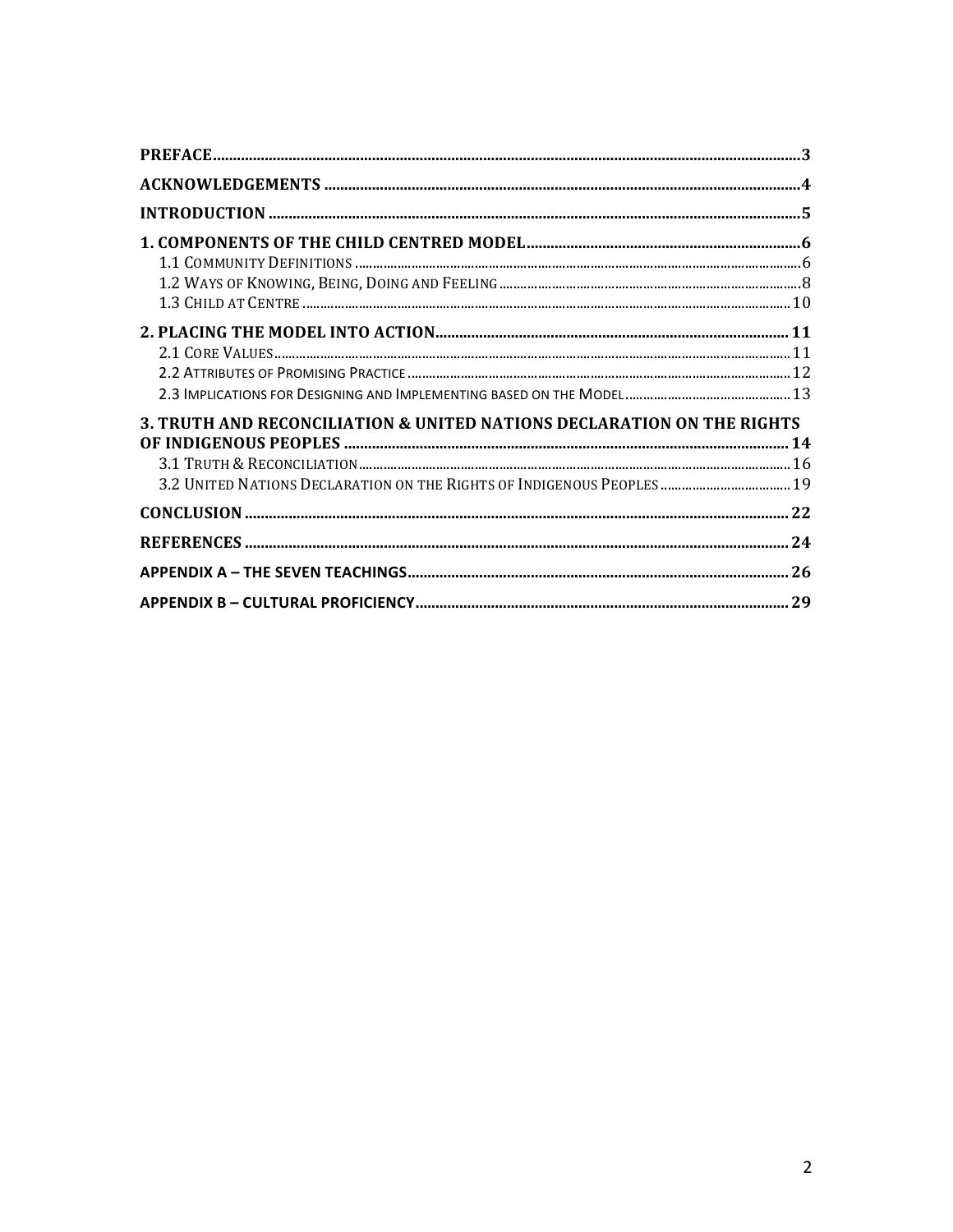PREFACE ..... 3

ACKNOWLEDGEMENTS ..... 4

INTRODUCTION ..... 5

1. COMPONENTS OF THE CHILD CENTRED MODEL ..... 6
   - 1.1 COMMUNITY DEFINITIONS ..... 6
   - 1.2 WAYS OF KNOWING, BEING, DOING AND FEELING ..... 8
   - 1.3 CHILD AT CENTRE ..... 10

2. PLACING THE MODEL INTO ACTION ..... 11
   - 2.1 CORE VALUES ..... 11
   - 2.2 ATTRIBUTES OF PROMISING PRACTICE ..... 12
   - 2.3 IMPLICATIONS FOR DESIGNING AND IMPLEMENTING BASED ON THE MODEL ..... 13

3. TRUTH AND RECONCILIATION & UNITED NATIONS DECLARATION ON THE RIGHTS OF INDIGENOUS PEOPLES ..... 14
   - 3.1 TRUTH & RECONCILIATION ..... 16
   - 3.2 UNITED NATIONS DECLARATION ON THE RIGHTS OF INDIGENOUS PEOPLES ..... 19

CONCLUSION ..... 22

REFERENCES ..... 24

APPENDIX A – THE SEVEN TEACHINGS ..... 26

APPENDIX B – CULTURAL PROFICIENCY ..... 29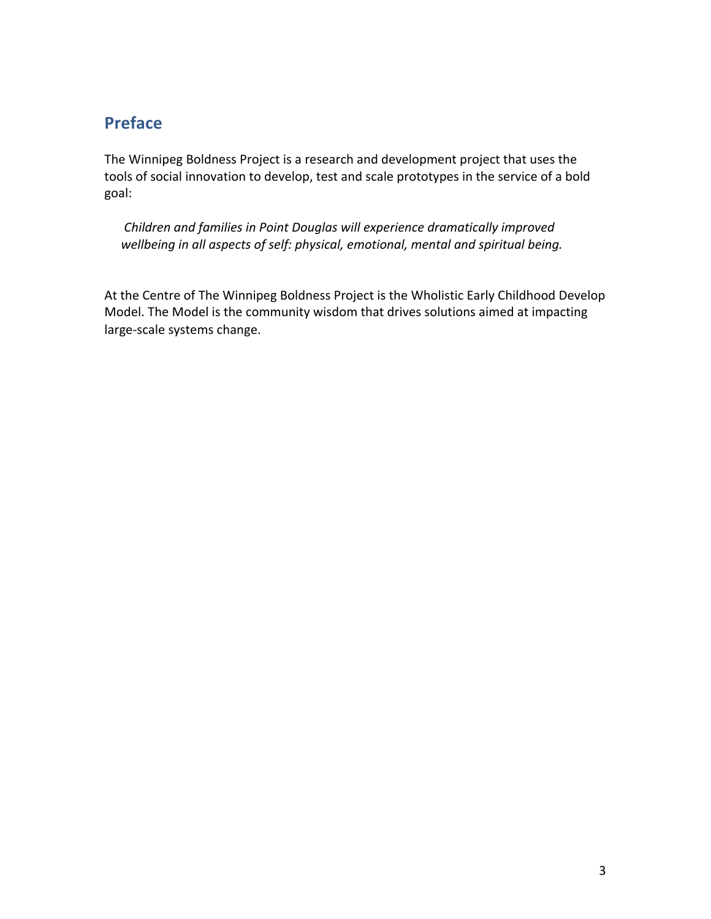## Preface

The Winnipeg Boldness Project is a research and development project that uses the tools of social innovation to develop, test and scale prototypes in the service of a bold goal:

> *Children and families in Point Douglas will experience dramatically improved wellbeing in all aspects of self: physical, emotional, mental and spiritual being.*

At the Centre of The Winnipeg Boldness Project is the Wholistic Early Childhood Develop Model. The Model is the community wisdom that drives solutions aimed at impacting large-scale systems change.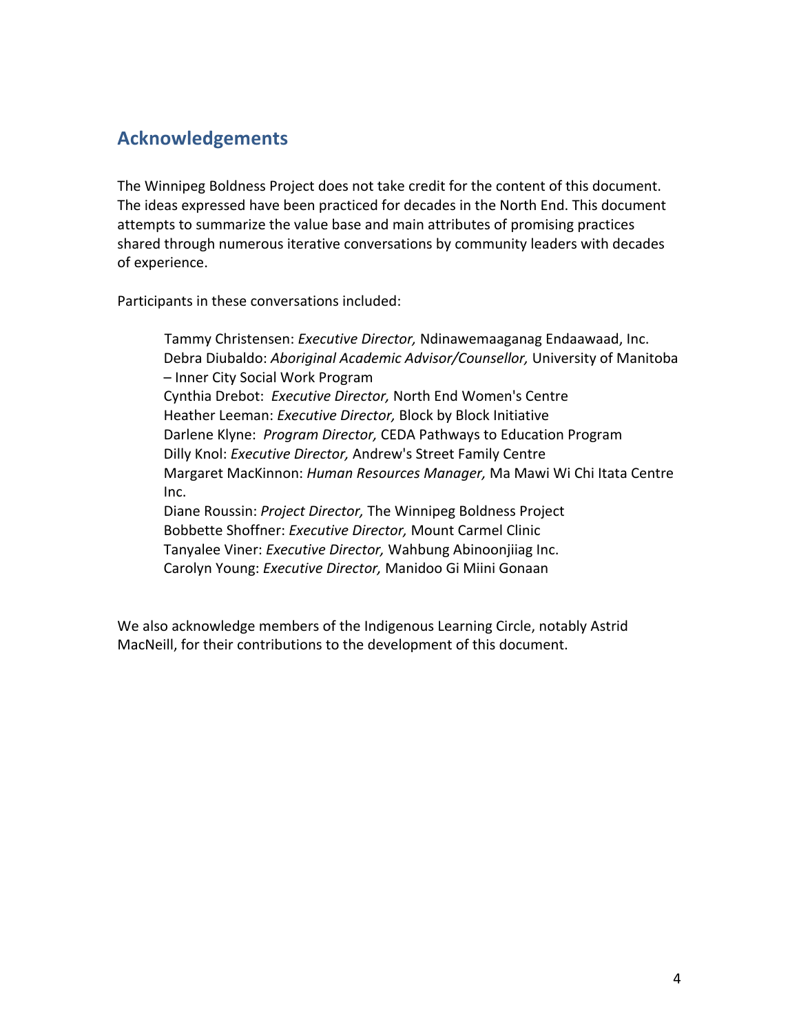## Acknowledgements

The Winnipeg Boldness Project does not take credit for the content of this document. The ideas expressed have been practiced for decades in the North End. This document attempts to summarize the value base and main attributes of promising practices shared through numerous iterative conversations by community leaders with decades of experience.

Participants in these conversations included:

Tammy Christensen: *Executive Director,* Ndinawemaaganag Endaawaad, Inc.
Debra Diubaldo: *Aboriginal Academic Advisor/Counsellor,* University of Manitoba – Inner City Social Work Program
Cynthia Drebot: *Executive Director,* North End Women's Centre
Heather Leeman: *Executive Director,* Block by Block Initiative
Darlene Klyne: *Program Director,* CEDA Pathways to Education Program
Dilly Knol: *Executive Director,* Andrew's Street Family Centre
Margaret MacKinnon: *Human Resources Manager,* Ma Mawi Wi Chi Itata Centre Inc.
Diane Roussin: *Project Director,* The Winnipeg Boldness Project
Bobbette Shoffner: *Executive Director,* Mount Carmel Clinic
Tanyalee Viner: *Executive Director,* Wahbung Abinoonjiiag Inc.
Carolyn Young: *Executive Director,* Manidoo Gi Miini Gonaan

We also acknowledge members of the Indigenous Learning Circle, notably Astrid MacNeill, for their contributions to the development of this document.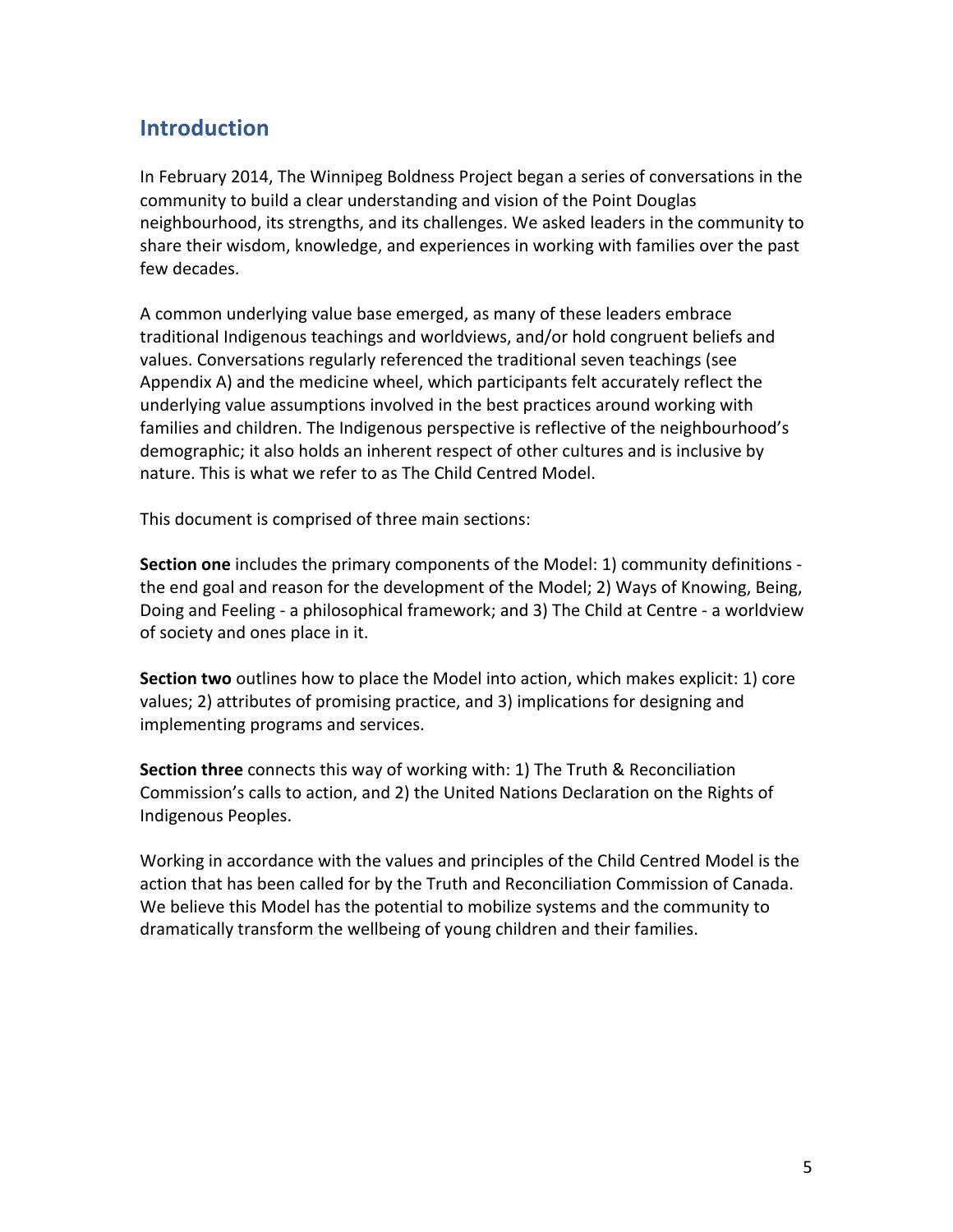## Introduction

In February 2014, The Winnipeg Boldness Project began a series of conversations in the community to build a clear understanding and vision of the Point Douglas neighbourhood, its strengths, and its challenges. We asked leaders in the community to share their wisdom, knowledge, and experiences in working with families over the past few decades.

A common underlying value base emerged, as many of these leaders embrace traditional Indigenous teachings and worldviews, and/or hold congruent beliefs and values. Conversations regularly referenced the traditional seven teachings (see Appendix A) and the medicine wheel, which participants felt accurately reflect the underlying value assumptions involved in the best practices around working with families and children. The Indigenous perspective is reflective of the neighbourhood's demographic; it also holds an inherent respect of other cultures and is inclusive by nature. This is what we refer to as The Child Centred Model.

This document is comprised of three main sections:

**Section one** includes the primary components of the Model: 1) community definitions - the end goal and reason for the development of the Model; 2) Ways of Knowing, Being, Doing and Feeling - a philosophical framework; and 3) The Child at Centre - a worldview of society and ones place in it.

**Section two** outlines how to place the Model into action, which makes explicit: 1) core values; 2) attributes of promising practice, and 3) implications for designing and implementing programs and services.

**Section three** connects this way of working with: 1) The Truth & Reconciliation Commission's calls to action, and 2) the United Nations Declaration on the Rights of Indigenous Peoples.

Working in accordance with the values and principles of the Child Centred Model is the action that has been called for by the Truth and Reconciliation Commission of Canada. We believe this Model has the potential to mobilize systems and the community to dramatically transform the wellbeing of young children and their families.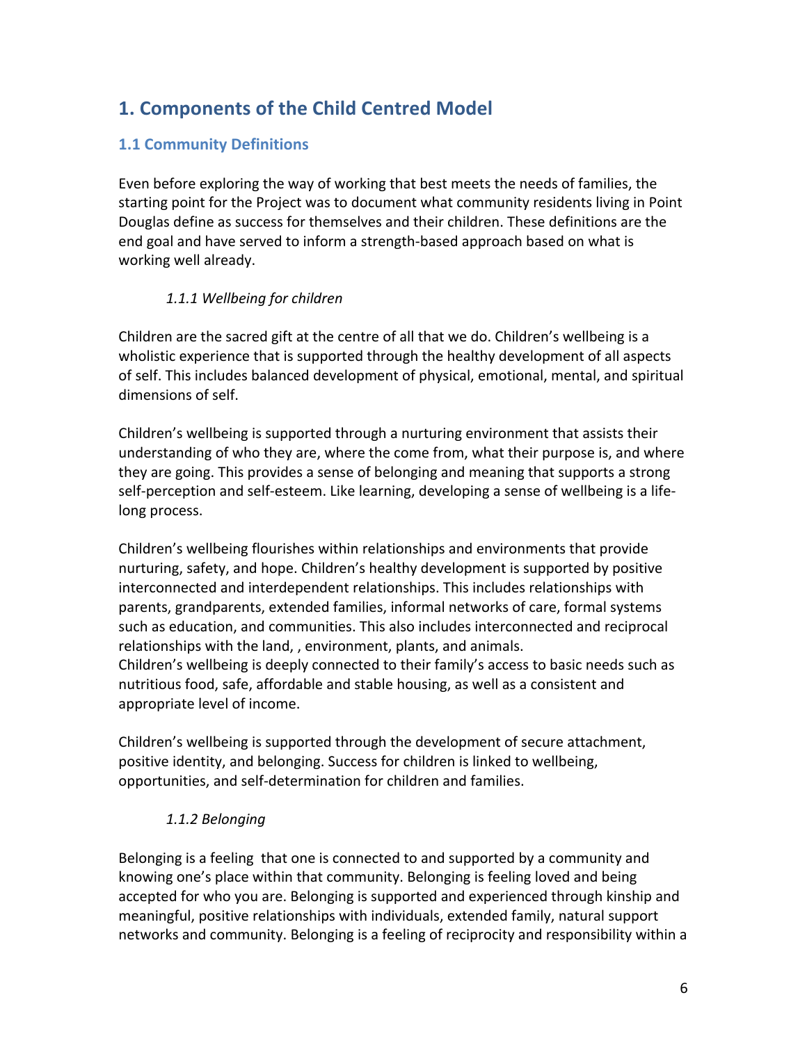# 1. Components of the Child Centred Model

## 1.1 Community Definitions

Even before exploring the way of working that best meets the needs of families, the starting point for the Project was to document what community residents living in Point Douglas define as success for themselves and their children. These definitions are the end goal and have served to inform a strength-based approach based on what is working well already.

### *1.1.1 Wellbeing for children*

Children are the sacred gift at the centre of all that we do. Children's wellbeing is a wholistic experience that is supported through the healthy development of all aspects of self. This includes balanced development of physical, emotional, mental, and spiritual dimensions of self.

Children's wellbeing is supported through a nurturing environment that assists their understanding of who they are, where the come from, what their purpose is, and where they are going. This provides a sense of belonging and meaning that supports a strong self-perception and self-esteem. Like learning, developing a sense of wellbeing is a life-long process.

Children's wellbeing flourishes within relationships and environments that provide nurturing, safety, and hope. Children's healthy development is supported by positive interconnected and interdependent relationships. This includes relationships with parents, grandparents, extended families, informal networks of care, formal systems such as education, and communities. This also includes interconnected and reciprocal relationships with the land, , environment, plants, and animals.
Children's wellbeing is deeply connected to their family's access to basic needs such as nutritious food, safe, affordable and stable housing, as well as a consistent and appropriate level of income.

Children's wellbeing is supported through the development of secure attachment, positive identity, and belonging. Success for children is linked to wellbeing, opportunities, and self-determination for children and families.

### *1.1.2 Belonging*

Belonging is a feeling that one is connected to and supported by a community and knowing one's place within that community. Belonging is feeling loved and being accepted for who you are. Belonging is supported and experienced through kinship and meaningful, positive relationships with individuals, extended family, natural support networks and community. Belonging is a feeling of reciprocity and responsibility within a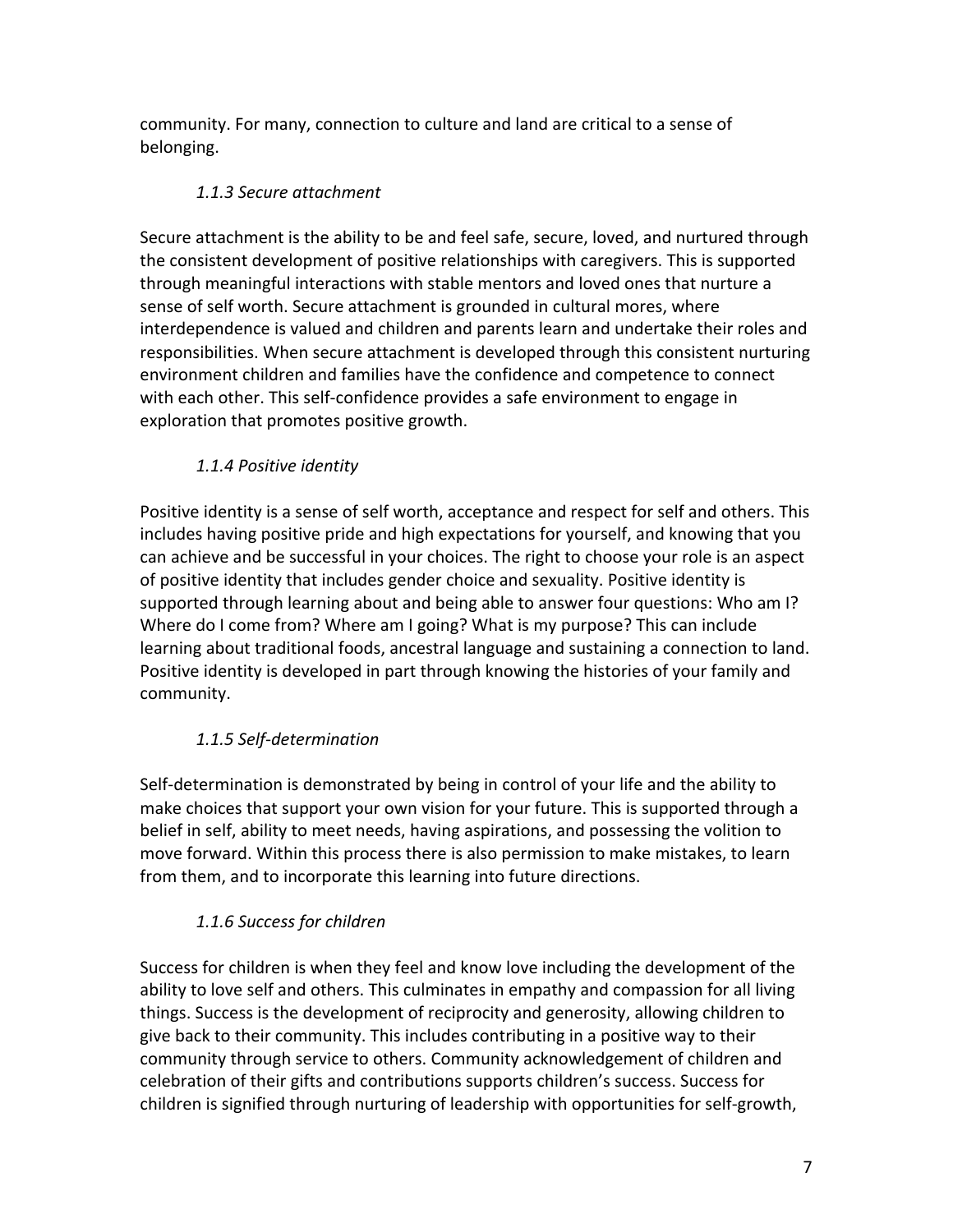community. For many, connection to culture and land are critical to a sense of belonging.

### *1.1.3 Secure attachment*

Secure attachment is the ability to be and feel safe, secure, loved, and nurtured through the consistent development of positive relationships with caregivers. This is supported through meaningful interactions with stable mentors and loved ones that nurture a sense of self worth. Secure attachment is grounded in cultural mores, where interdependence is valued and children and parents learn and undertake their roles and responsibilities. When secure attachment is developed through this consistent nurturing environment children and families have the confidence and competence to connect with each other. This self-confidence provides a safe environment to engage in exploration that promotes positive growth.

### *1.1.4 Positive identity*

Positive identity is a sense of self worth, acceptance and respect for self and others. This includes having positive pride and high expectations for yourself, and knowing that you can achieve and be successful in your choices. The right to choose your role is an aspect of positive identity that includes gender choice and sexuality. Positive identity is supported through learning about and being able to answer four questions: Who am I? Where do I come from? Where am I going? What is my purpose? This can include learning about traditional foods, ancestral language and sustaining a connection to land. Positive identity is developed in part through knowing the histories of your family and community.

### *1.1.5 Self-determination*

Self-determination is demonstrated by being in control of your life and the ability to make choices that support your own vision for your future. This is supported through a belief in self, ability to meet needs, having aspirations, and possessing the volition to move forward. Within this process there is also permission to make mistakes, to learn from them, and to incorporate this learning into future directions.

### *1.1.6 Success for children*

Success for children is when they feel and know love including the development of the ability to love self and others. This culminates in empathy and compassion for all living things. Success is the development of reciprocity and generosity, allowing children to give back to their community. This includes contributing in a positive way to their community through service to others. Community acknowledgement of children and celebration of their gifts and contributions supports children's success. Success for children is signified through nurturing of leadership with opportunities for self-growth,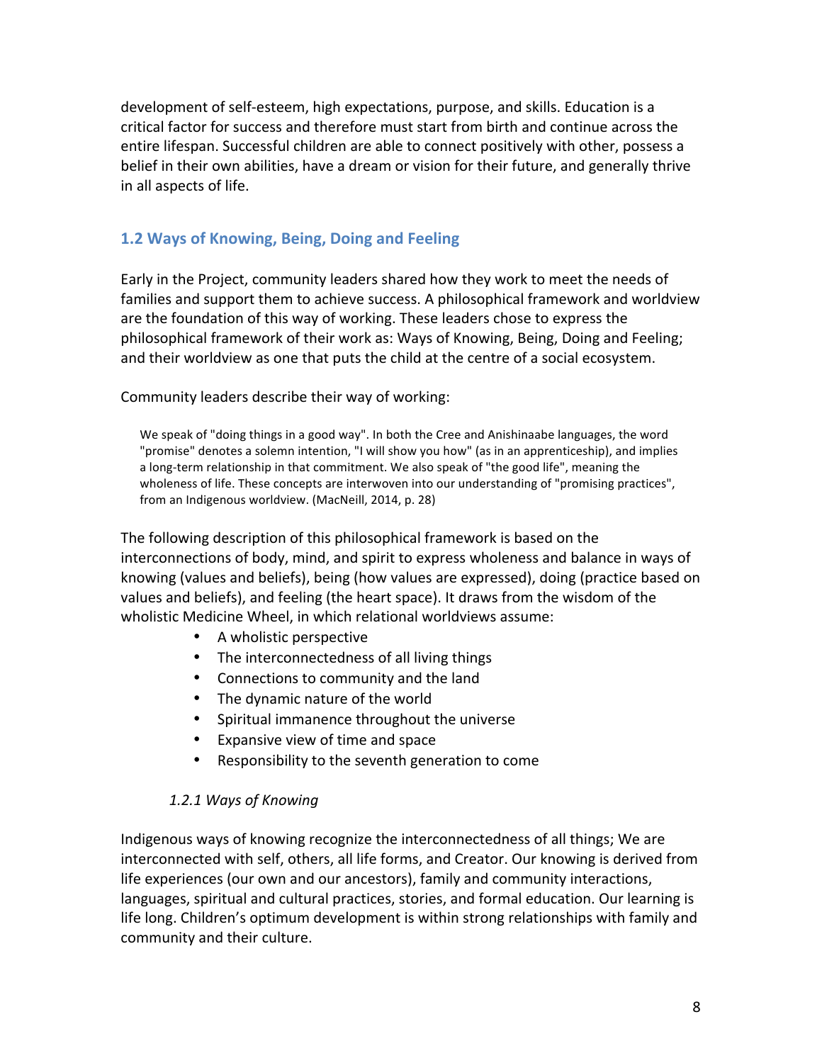development of self-esteem, high expectations, purpose, and skills. Education is a critical factor for success and therefore must start from birth and continue across the entire lifespan. Successful children are able to connect positively with other, possess a belief in their own abilities, have a dream or vision for their future, and generally thrive in all aspects of life.

## 1.2 Ways of Knowing, Being, Doing and Feeling

Early in the Project, community leaders shared how they work to meet the needs of families and support them to achieve success. A philosophical framework and worldview are the foundation of this way of working. These leaders chose to express the philosophical framework of their work as: Ways of Knowing, Being, Doing and Feeling; and their worldview as one that puts the child at the centre of a social ecosystem.

Community leaders describe their way of working:

> We speak of "doing things in a good way". In both the Cree and Anishinaabe languages, the word "promise" denotes a solemn intention, "I will show you how" (as in an apprenticeship), and implies a long-term relationship in that commitment. We also speak of "the good life", meaning the wholeness of life. These concepts are interwoven into our understanding of "promising practices", from an Indigenous worldview. (MacNeill, 2014, p. 28)

The following description of this philosophical framework is based on the interconnections of body, mind, and spirit to express wholeness and balance in ways of knowing (values and beliefs), being (how values are expressed), doing (practice based on values and beliefs), and feeling (the heart space). It draws from the wisdom of the wholistic Medicine Wheel, in which relational worldviews assume:

- A wholistic perspective
- The interconnectedness of all living things
- Connections to community and the land
- The dynamic nature of the world
- Spiritual immanence throughout the universe
- Expansive view of time and space
- Responsibility to the seventh generation to come

### *1.2.1 Ways of Knowing*

Indigenous ways of knowing recognize the interconnectedness of all things; We are interconnected with self, others, all life forms, and Creator. Our knowing is derived from life experiences (our own and our ancestors), family and community interactions, languages, spiritual and cultural practices, stories, and formal education. Our learning is life long. Children's optimum development is within strong relationships with family and community and their culture.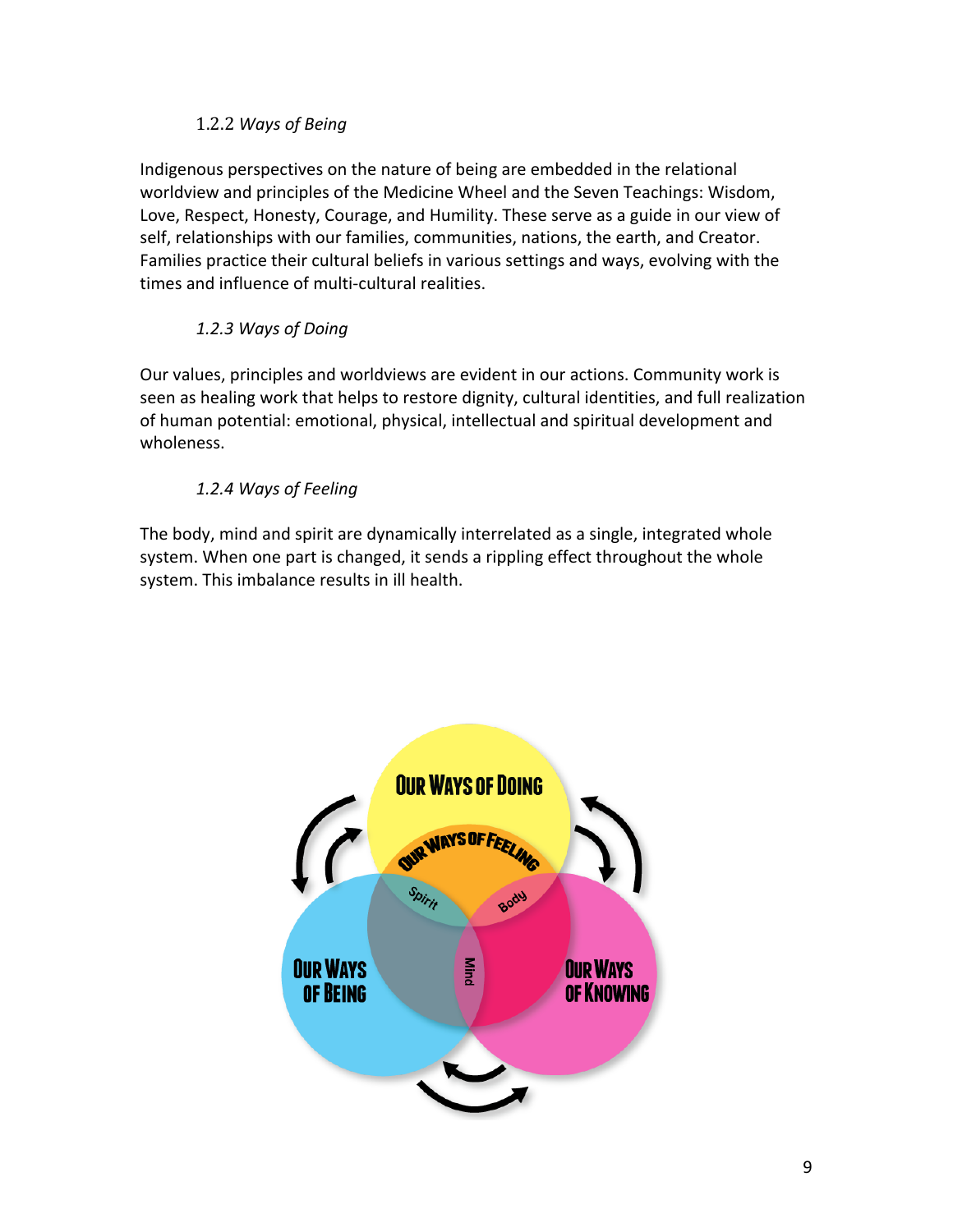### 1.2.2 *Ways of Being*

Indigenous perspectives on the nature of being are embedded in the relational worldview and principles of the Medicine Wheel and the Seven Teachings: Wisdom, Love, Respect, Honesty, Courage, and Humility. These serve as a guide in our view of self, relationships with our families, communities, nations, the earth, and Creator. Families practice their cultural beliefs in various settings and ways, evolving with the times and influence of multi-cultural realities.

### *1.2.3 Ways of Doing*

Our values, principles and worldviews are evident in our actions. Community work is seen as healing work that helps to restore dignity, cultural identities, and full realization of human potential: emotional, physical, intellectual and spiritual development and wholeness.

### *1.2.4 Ways of Feeling*

The body, mind and spirit are dynamically interrelated as a single, integrated whole system. When one part is changed, it sends a rippling effect throughout the whole system. This imbalance results in ill health.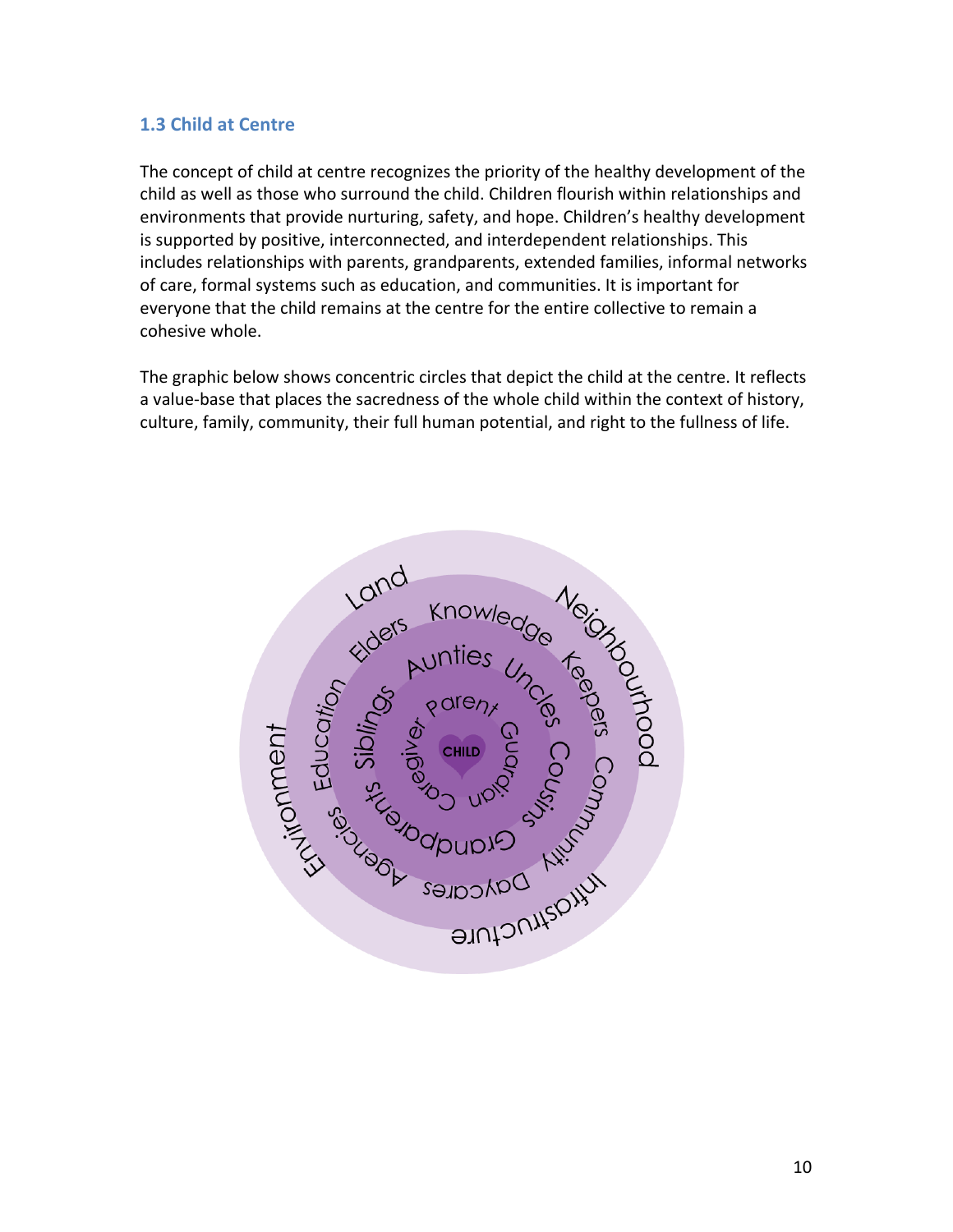### 1.3 Child at Centre

The concept of child at centre recognizes the priority of the healthy development of the child as well as those who surround the child. Children flourish within relationships and environments that provide nurturing, safety, and hope. Children's healthy development is supported by positive, interconnected, and interdependent relationships. This includes relationships with parents, grandparents, extended families, informal networks of care, formal systems such as education, and communities. It is important for everyone that the child remains at the centre for the entire collective to remain a cohesive whole.

The graphic below shows concentric circles that depict the child at the centre. It reflects a value-base that places the sacredness of the whole child within the context of history, culture, family, community, their full human potential, and right to the fullness of life.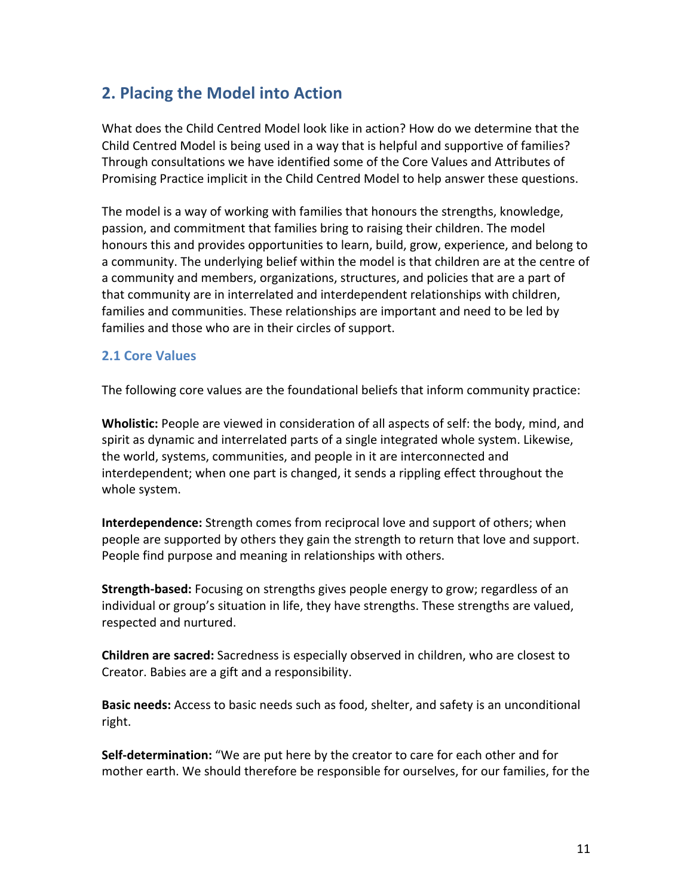## 2. Placing the Model into Action

What does the Child Centred Model look like in action? How do we determine that the Child Centred Model is being used in a way that is helpful and supportive of families? Through consultations we have identified some of the Core Values and Attributes of Promising Practice implicit in the Child Centred Model to help answer these questions.

The model is a way of working with families that honours the strengths, knowledge, passion, and commitment that families bring to raising their children. The model honours this and provides opportunities to learn, build, grow, experience, and belong to a community. The underlying belief within the model is that children are at the centre of a community and members, organizations, structures, and policies that are a part of that community are in interrelated and interdependent relationships with children, families and communities. These relationships are important and need to be led by families and those who are in their circles of support.

### 2.1 Core Values

The following core values are the foundational beliefs that inform community practice:

**Wholistic:** People are viewed in consideration of all aspects of self: the body, mind, and spirit as dynamic and interrelated parts of a single integrated whole system. Likewise, the world, systems, communities, and people in it are interconnected and interdependent; when one part is changed, it sends a rippling effect throughout the whole system.

**Interdependence:** Strength comes from reciprocal love and support of others; when people are supported by others they gain the strength to return that love and support. People find purpose and meaning in relationships with others.

**Strength-based:** Focusing on strengths gives people energy to grow; regardless of an individual or group's situation in life, they have strengths. These strengths are valued, respected and nurtured.

**Children are sacred:** Sacredness is especially observed in children, who are closest to Creator. Babies are a gift and a responsibility.

**Basic needs:** Access to basic needs such as food, shelter, and safety is an unconditional right.

**Self-determination:** "We are put here by the creator to care for each other and for mother earth. We should therefore be responsible for ourselves, for our families, for the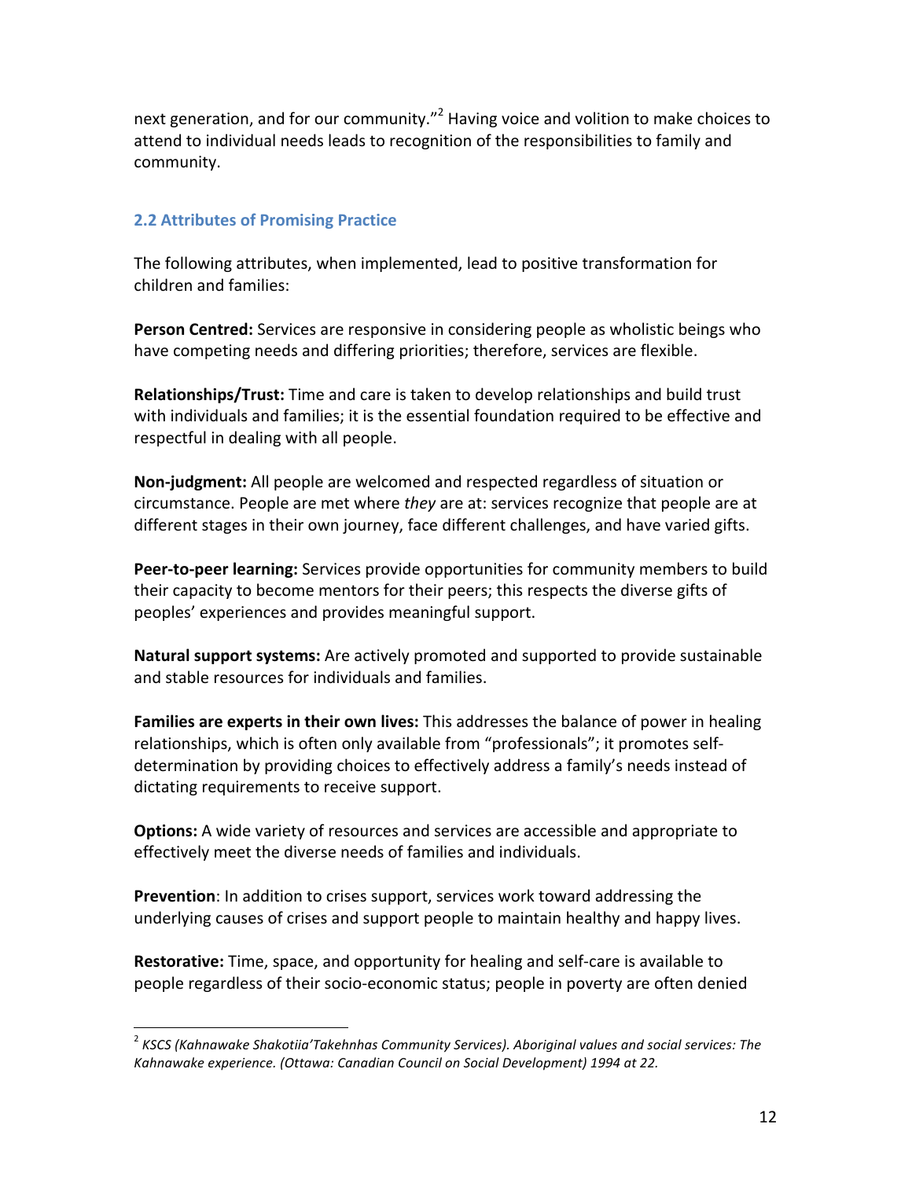next generation, and for our community."[2] Having voice and volition to make choices to attend to individual needs leads to recognition of the responsibilities to family and community.

### 2.2 Attributes of Promising Practice

The following attributes, when implemented, lead to positive transformation for children and families:

**Person Centred:** Services are responsive in considering people as wholistic beings who have competing needs and differing priorities; therefore, services are flexible.

**Relationships/Trust:** Time and care is taken to develop relationships and build trust with individuals and families; it is the essential foundation required to be effective and respectful in dealing with all people.

**Non-judgment:** All people are welcomed and respected regardless of situation or circumstance. People are met where *they* are at: services recognize that people are at different stages in their own journey, face different challenges, and have varied gifts.

**Peer-to-peer learning:** Services provide opportunities for community members to build their capacity to become mentors for their peers; this respects the diverse gifts of peoples' experiences and provides meaningful support.

**Natural support systems:** Are actively promoted and supported to provide sustainable and stable resources for individuals and families.

**Families are experts in their own lives:** This addresses the balance of power in healing relationships, which is often only available from "professionals"; it promotes self-determination by providing choices to effectively address a family's needs instead of dictating requirements to receive support.

**Options:** A wide variety of resources and services are accessible and appropriate to effectively meet the diverse needs of families and individuals.

**Prevention**: In addition to crises support, services work toward addressing the underlying causes of crises and support people to maintain healthy and happy lives.

**Restorative:** Time, space, and opportunity for healing and self-care is available to people regardless of their socio-economic status; people in poverty are often denied

[2] *KSCS (Kahnawake Shakotiia'Takehnhas Community Services). Aboriginal values and social services: The Kahnawake experience. (Ottawa: Canadian Council on Social Development) 1994 at 22.*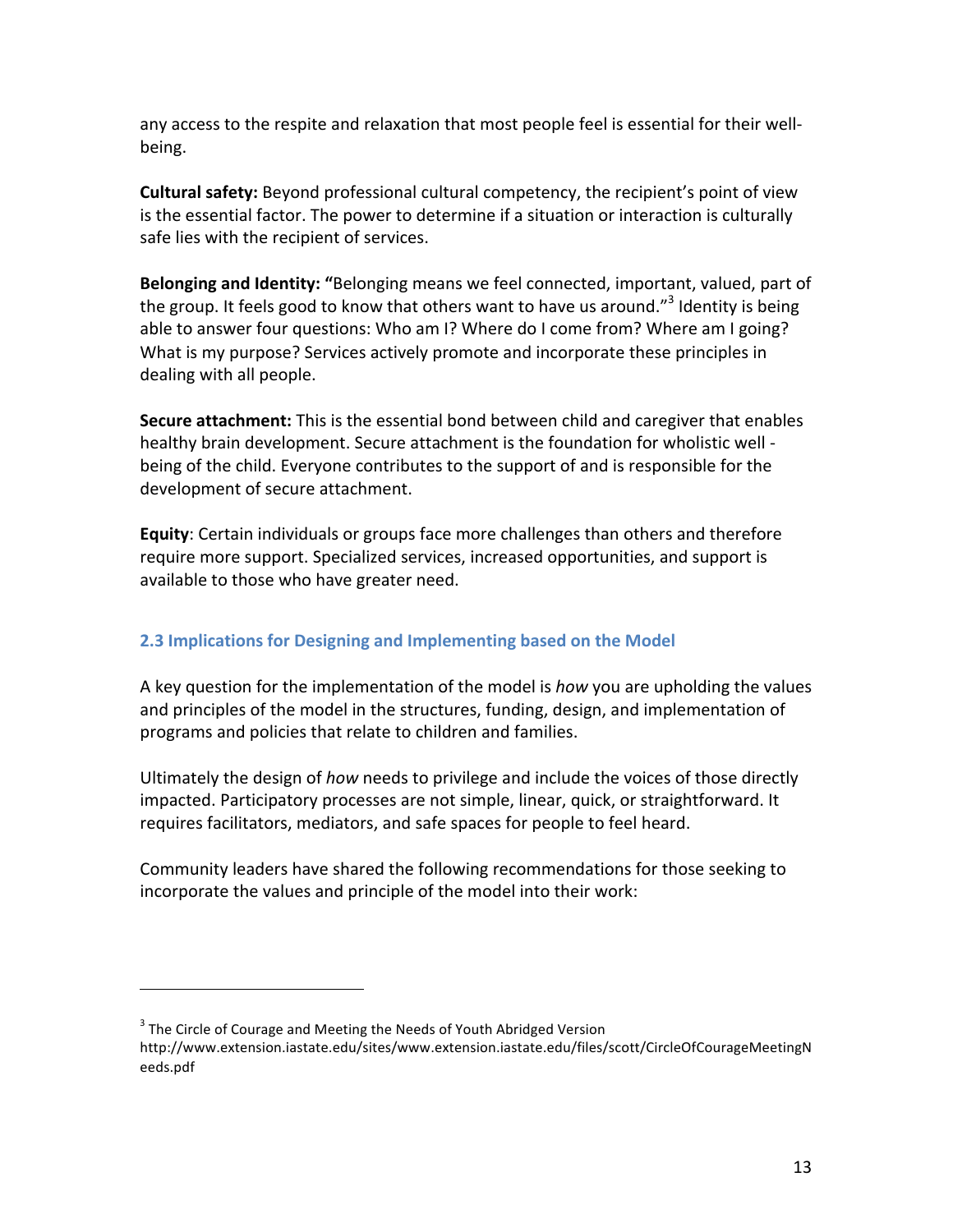any access to the respite and relaxation that most people feel is essential for their well-being.

**Cultural safety:** Beyond professional cultural competency, the recipient's point of view is the essential factor. The power to determine if a situation or interaction is culturally safe lies with the recipient of services.

**Belonging and Identity: "**Belonging means we feel connected, important, valued, part of the group. It feels good to know that others want to have us around."[3] Identity is being able to answer four questions: Who am I? Where do I come from? Where am I going? What is my purpose? Services actively promote and incorporate these principles in dealing with all people.

**Secure attachment:** This is the essential bond between child and caregiver that enables healthy brain development. Secure attachment is the foundation for wholistic well - being of the child. Everyone contributes to the support of and is responsible for the development of secure attachment.

**Equity**: Certain individuals or groups face more challenges than others and therefore require more support. Specialized services, increased opportunities, and support is available to those who have greater need.

### 2.3 Implications for Designing and Implementing based on the Model

A key question for the implementation of the model is *how* you are upholding the values and principles of the model in the structures, funding, design, and implementation of programs and policies that relate to children and families.

Ultimately the design of *how* needs to privilege and include the voices of those directly impacted. Participatory processes are not simple, linear, quick, or straightforward. It requires facilitators, mediators, and safe spaces for people to feel heard.

Community leaders have shared the following recommendations for those seeking to incorporate the values and principle of the model into their work:

---

[3] The Circle of Courage and Meeting the Needs of Youth Abridged Version http://www.extension.iastate.edu/sites/www.extension.iastate.edu/files/scott/CircleOfCourageMeetingNeeds.pdf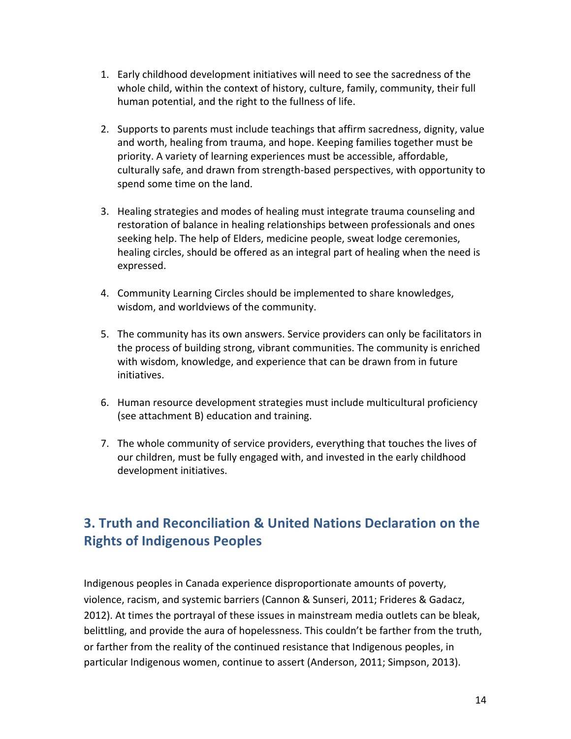1. Early childhood development initiatives will need to see the sacredness of the whole child, within the context of history, culture, family, community, their full human potential, and the right to the fullness of life.

2. Supports to parents must include teachings that affirm sacredness, dignity, value and worth, healing from trauma, and hope. Keeping families together must be priority. A variety of learning experiences must be accessible, affordable, culturally safe, and drawn from strength-based perspectives, with opportunity to spend some time on the land.

3. Healing strategies and modes of healing must integrate trauma counseling and restoration of balance in healing relationships between professionals and ones seeking help. The help of Elders, medicine people, sweat lodge ceremonies, healing circles, should be offered as an integral part of healing when the need is expressed.

4. Community Learning Circles should be implemented to share knowledges, wisdom, and worldviews of the community.

5. The community has its own answers. Service providers can only be facilitators in the process of building strong, vibrant communities. The community is enriched with wisdom, knowledge, and experience that can be drawn from in future initiatives.

6. Human resource development strategies must include multicultural proficiency (see attachment B) education and training.

7. The whole community of service providers, everything that touches the lives of our children, must be fully engaged with, and invested in the early childhood development initiatives.

## 3. Truth and Reconciliation & United Nations Declaration on the Rights of Indigenous Peoples

Indigenous peoples in Canada experience disproportionate amounts of poverty, violence, racism, and systemic barriers (Cannon & Sunseri, 2011; Frideres & Gadacz, 2012). At times the portrayal of these issues in mainstream media outlets can be bleak, belittling, and provide the aura of hopelessness. This couldn't be farther from the truth, or farther from the reality of the continued resistance that Indigenous peoples, in particular Indigenous women, continue to assert (Anderson, 2011; Simpson, 2013).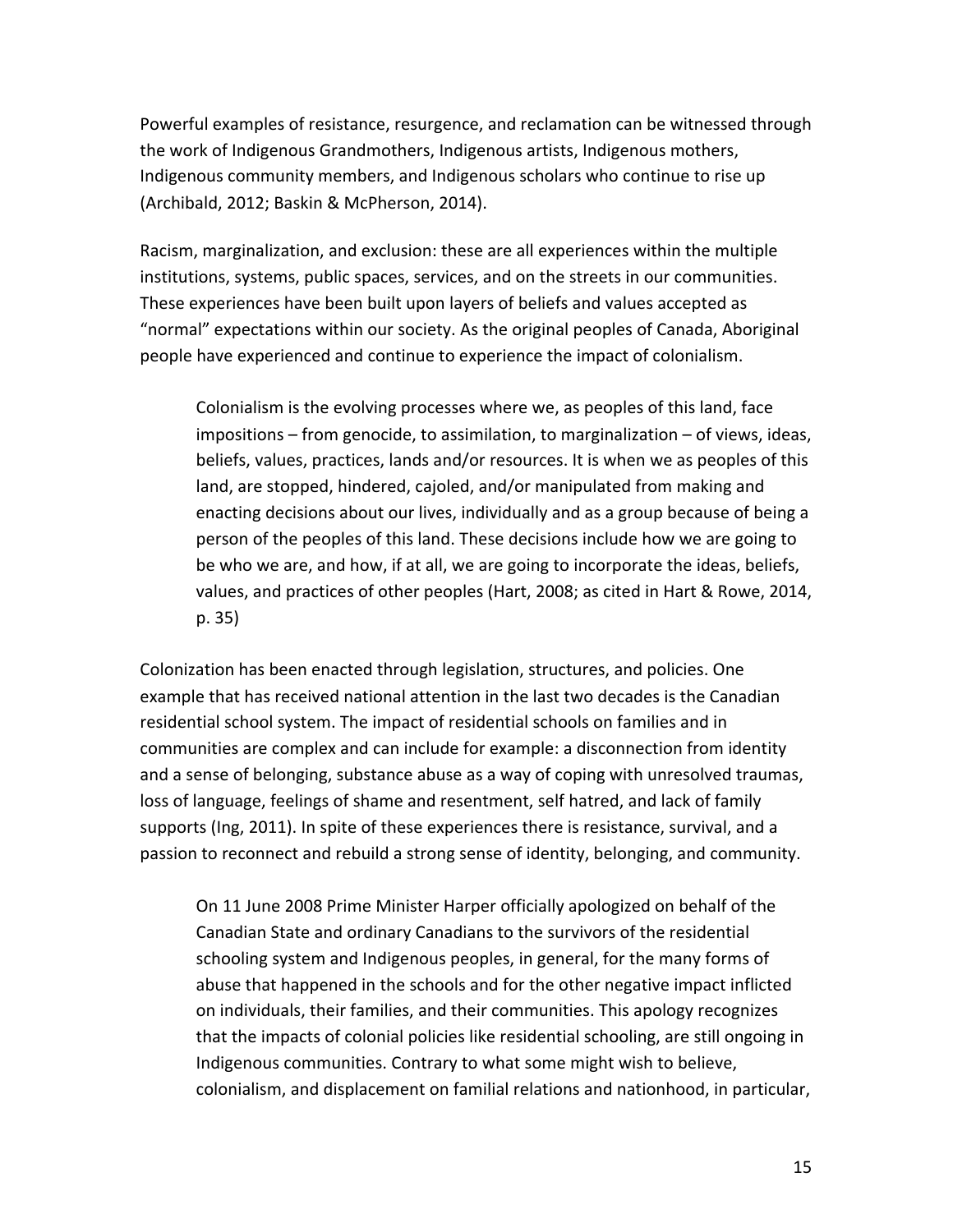Powerful examples of resistance, resurgence, and reclamation can be witnessed through the work of Indigenous Grandmothers, Indigenous artists, Indigenous mothers, Indigenous community members, and Indigenous scholars who continue to rise up (Archibald, 2012; Baskin & McPherson, 2014).

Racism, marginalization, and exclusion: these are all experiences within the multiple institutions, systems, public spaces, services, and on the streets in our communities. These experiences have been built upon layers of beliefs and values accepted as "normal" expectations within our society. As the original peoples of Canada, Aboriginal people have experienced and continue to experience the impact of colonialism.

> Colonialism is the evolving processes where we, as peoples of this land, face impositions – from genocide, to assimilation, to marginalization – of views, ideas, beliefs, values, practices, lands and/or resources. It is when we as peoples of this land, are stopped, hindered, cajoled, and/or manipulated from making and enacting decisions about our lives, individually and as a group because of being a person of the peoples of this land. These decisions include how we are going to be who we are, and how, if at all, we are going to incorporate the ideas, beliefs, values, and practices of other peoples (Hart, 2008; as cited in Hart & Rowe, 2014, p. 35)

Colonization has been enacted through legislation, structures, and policies. One example that has received national attention in the last two decades is the Canadian residential school system. The impact of residential schools on families and in communities are complex and can include for example: a disconnection from identity and a sense of belonging, substance abuse as a way of coping with unresolved traumas, loss of language, feelings of shame and resentment, self hatred, and lack of family supports (Ing, 2011). In spite of these experiences there is resistance, survival, and a passion to reconnect and rebuild a strong sense of identity, belonging, and community.

> On 11 June 2008 Prime Minister Harper officially apologized on behalf of the Canadian State and ordinary Canadians to the survivors of the residential schooling system and Indigenous peoples, in general, for the many forms of abuse that happened in the schools and for the other negative impact inflicted on individuals, their families, and their communities. This apology recognizes that the impacts of colonial policies like residential schooling, are still ongoing in Indigenous communities. Contrary to what some might wish to believe, colonialism, and displacement on familial relations and nationhood, in particular,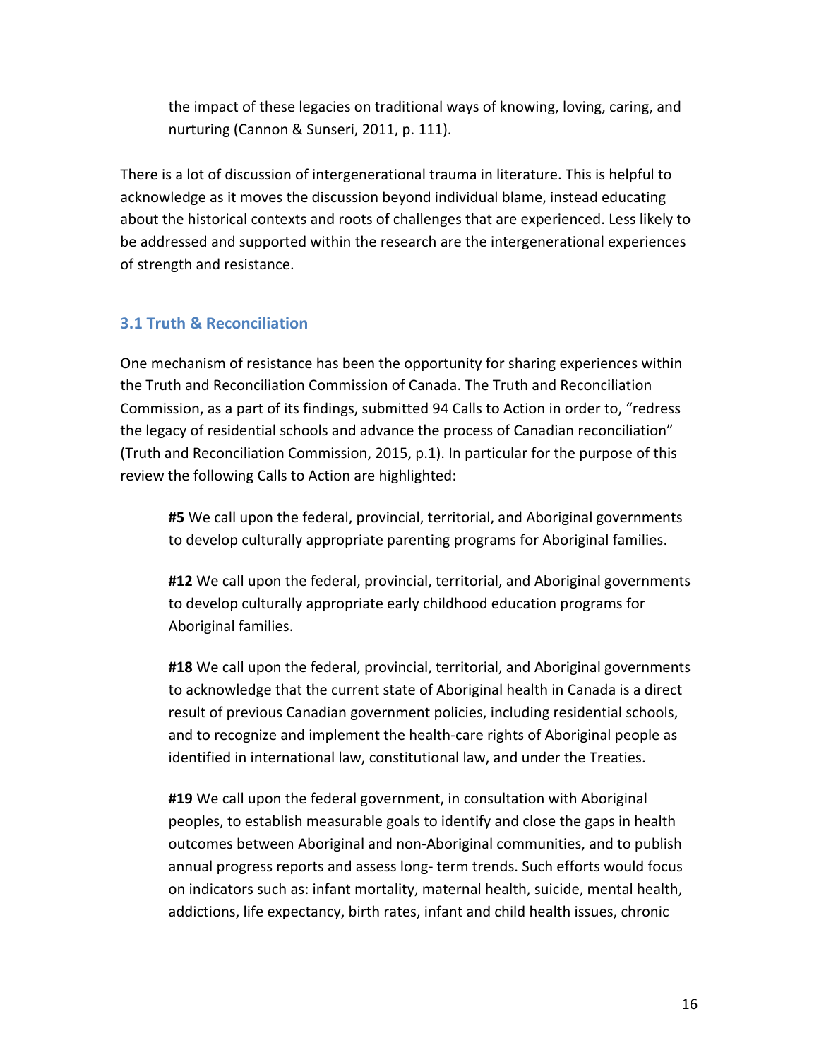> the impact of these legacies on traditional ways of knowing, loving, caring, and nurturing (Cannon & Sunseri, 2011, p. 111).

There is a lot of discussion of intergenerational trauma in literature. This is helpful to acknowledge as it moves the discussion beyond individual blame, instead educating about the historical contexts and roots of challenges that are experienced. Less likely to be addressed and supported within the research are the intergenerational experiences of strength and resistance.

### 3.1 Truth & Reconciliation

One mechanism of resistance has been the opportunity for sharing experiences within the Truth and Reconciliation Commission of Canada. The Truth and Reconciliation Commission, as a part of its findings, submitted 94 Calls to Action in order to, "redress the legacy of residential schools and advance the process of Canadian reconciliation" (Truth and Reconciliation Commission, 2015, p.1). In particular for the purpose of this review the following Calls to Action are highlighted:

> **#5** We call upon the federal, provincial, territorial, and Aboriginal governments to develop culturally appropriate parenting programs for Aboriginal families.
>
> **#12** We call upon the federal, provincial, territorial, and Aboriginal governments to develop culturally appropriate early childhood education programs for Aboriginal families.
>
> **#18** We call upon the federal, provincial, territorial, and Aboriginal governments to acknowledge that the current state of Aboriginal health in Canada is a direct result of previous Canadian government policies, including residential schools, and to recognize and implement the health-care rights of Aboriginal people as identified in international law, constitutional law, and under the Treaties.
>
> **#19** We call upon the federal government, in consultation with Aboriginal peoples, to establish measurable goals to identify and close the gaps in health outcomes between Aboriginal and non-Aboriginal communities, and to publish annual progress reports and assess long- term trends. Such efforts would focus on indicators such as: infant mortality, maternal health, suicide, mental health, addictions, life expectancy, birth rates, infant and child health issues, chronic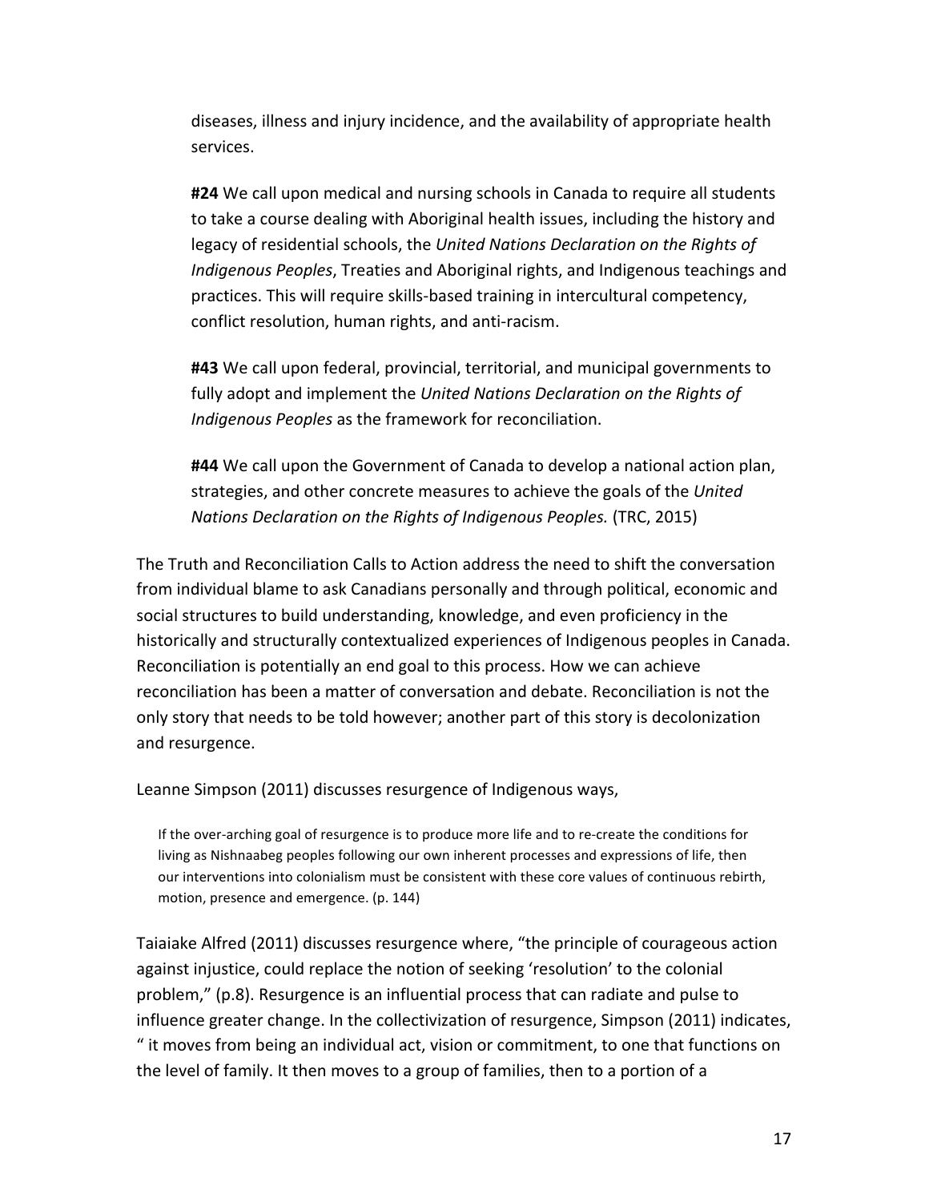diseases, illness and injury incidence, and the availability of appropriate health services.

> **#24** We call upon medical and nursing schools in Canada to require all students to take a course dealing with Aboriginal health issues, including the history and legacy of residential schools, the *United Nations Declaration on the Rights of Indigenous Peoples*, Treaties and Aboriginal rights, and Indigenous teachings and practices. This will require skills-based training in intercultural competency, conflict resolution, human rights, and anti-racism.
>
> **#43** We call upon federal, provincial, territorial, and municipal governments to fully adopt and implement the *United Nations Declaration on the Rights of Indigenous Peoples* as the framework for reconciliation.
>
> **#44** We call upon the Government of Canada to develop a national action plan, strategies, and other concrete measures to achieve the goals of the *United Nations Declaration on the Rights of Indigenous Peoples.* (TRC, 2015)

The Truth and Reconciliation Calls to Action address the need to shift the conversation from individual blame to ask Canadians personally and through political, economic and social structures to build understanding, knowledge, and even proficiency in the historically and structurally contextualized experiences of Indigenous peoples in Canada. Reconciliation is potentially an end goal to this process. How we can achieve reconciliation has been a matter of conversation and debate. Reconciliation is not the only story that needs to be told however; another part of this story is decolonization and resurgence.

Leanne Simpson (2011) discusses resurgence of Indigenous ways,

> If the over-arching goal of resurgence is to produce more life and to re-create the conditions for living as Nishnaabeg peoples following our own inherent processes and expressions of life, then our interventions into colonialism must be consistent with these core values of continuous rebirth, motion, presence and emergence. (p. 144)

Taiaiake Alfred (2011) discusses resurgence where, "the principle of courageous action against injustice, could replace the notion of seeking 'resolution' to the colonial problem," (p.8). Resurgence is an influential process that can radiate and pulse to influence greater change. In the collectivization of resurgence, Simpson (2011) indicates, " it moves from being an individual act, vision or commitment, to one that functions on the level of family. It then moves to a group of families, then to a portion of a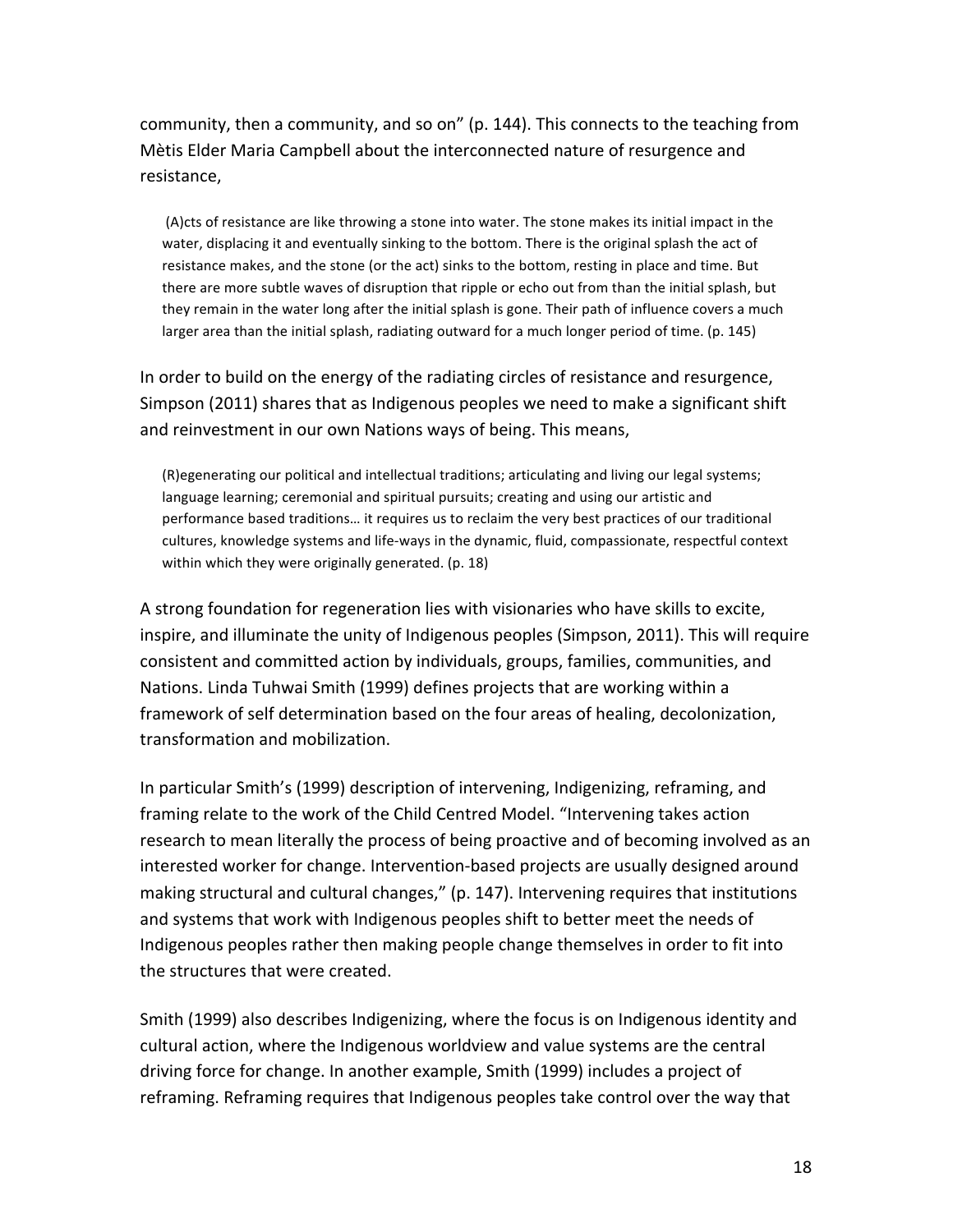community, then a community, and so on" (p. 144). This connects to the teaching from Mètis Elder Maria Campbell about the interconnected nature of resurgence and resistance,

> (A)cts of resistance are like throwing a stone into water. The stone makes its initial impact in the water, displacing it and eventually sinking to the bottom. There is the original splash the act of resistance makes, and the stone (or the act) sinks to the bottom, resting in place and time. But there are more subtle waves of disruption that ripple or echo out from than the initial splash, but they remain in the water long after the initial splash is gone. Their path of influence covers a much larger area than the initial splash, radiating outward for a much longer period of time. (p. 145)

In order to build on the energy of the radiating circles of resistance and resurgence, Simpson (2011) shares that as Indigenous peoples we need to make a significant shift and reinvestment in our own Nations ways of being. This means,

> (R)egenerating our political and intellectual traditions; articulating and living our legal systems; language learning; ceremonial and spiritual pursuits; creating and using our artistic and performance based traditions… it requires us to reclaim the very best practices of our traditional cultures, knowledge systems and life-ways in the dynamic, fluid, compassionate, respectful context within which they were originally generated. (p. 18)

A strong foundation for regeneration lies with visionaries who have skills to excite, inspire, and illuminate the unity of Indigenous peoples (Simpson, 2011). This will require consistent and committed action by individuals, groups, families, communities, and Nations. Linda Tuhwai Smith (1999) defines projects that are working within a framework of self determination based on the four areas of healing, decolonization, transformation and mobilization.

In particular Smith's (1999) description of intervening, Indigenizing, reframing, and framing relate to the work of the Child Centred Model. "Intervening takes action research to mean literally the process of being proactive and of becoming involved as an interested worker for change. Intervention-based projects are usually designed around making structural and cultural changes," (p. 147). Intervening requires that institutions and systems that work with Indigenous peoples shift to better meet the needs of Indigenous peoples rather then making people change themselves in order to fit into the structures that were created.

Smith (1999) also describes Indigenizing, where the focus is on Indigenous identity and cultural action, where the Indigenous worldview and value systems are the central driving force for change. In another example, Smith (1999) includes a project of reframing. Reframing requires that Indigenous peoples take control over the way that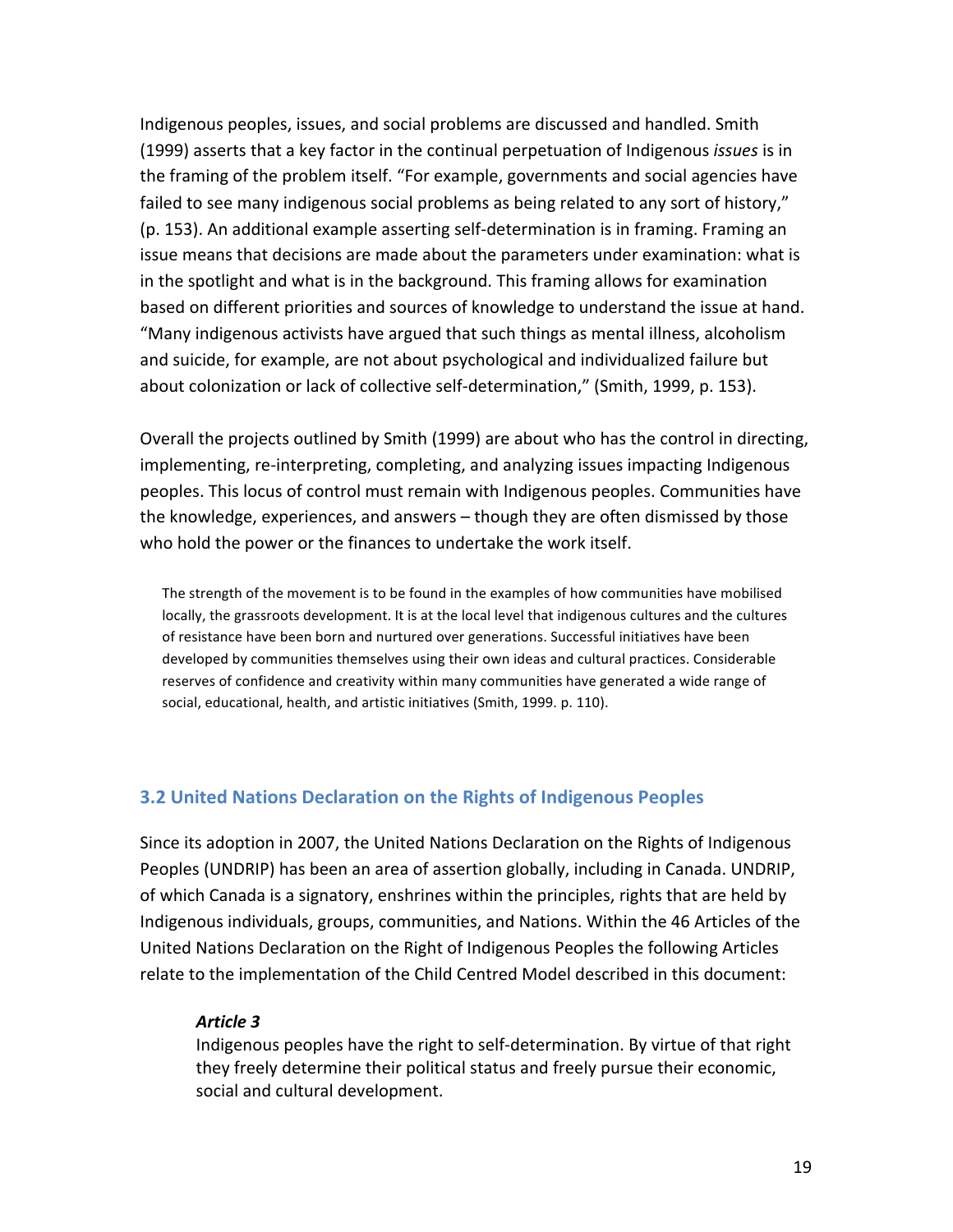Indigenous peoples, issues, and social problems are discussed and handled. Smith (1999) asserts that a key factor in the continual perpetuation of Indigenous *issues* is in the framing of the problem itself. "For example, governments and social agencies have failed to see many indigenous social problems as being related to any sort of history," (p. 153). An additional example asserting self-determination is in framing. Framing an issue means that decisions are made about the parameters under examination: what is in the spotlight and what is in the background. This framing allows for examination based on different priorities and sources of knowledge to understand the issue at hand. "Many indigenous activists have argued that such things as mental illness, alcoholism and suicide, for example, are not about psychological and individualized failure but about colonization or lack of collective self-determination," (Smith, 1999, p. 153).

Overall the projects outlined by Smith (1999) are about who has the control in directing, implementing, re-interpreting, completing, and analyzing issues impacting Indigenous peoples. This locus of control must remain with Indigenous peoples. Communities have the knowledge, experiences, and answers – though they are often dismissed by those who hold the power or the finances to undertake the work itself.

> The strength of the movement is to be found in the examples of how communities have mobilised locally, the grassroots development. It is at the local level that indigenous cultures and the cultures of resistance have been born and nurtured over generations. Successful initiatives have been developed by communities themselves using their own ideas and cultural practices. Considerable reserves of confidence and creativity within many communities have generated a wide range of social, educational, health, and artistic initiatives (Smith, 1999. p. 110).

### 3.2 United Nations Declaration on the Rights of Indigenous Peoples

Since its adoption in 2007, the United Nations Declaration on the Rights of Indigenous Peoples (UNDRIP) has been an area of assertion globally, including in Canada. UNDRIP, of which Canada is a signatory, enshrines within the principles, rights that are held by Indigenous individuals, groups, communities, and Nations. Within the 46 Articles of the United Nations Declaration on the Right of Indigenous Peoples the following Articles relate to the implementation of the Child Centred Model described in this document:

> ***Article 3***
>
> Indigenous peoples have the right to self-determination. By virtue of that right they freely determine their political status and freely pursue their economic, social and cultural development.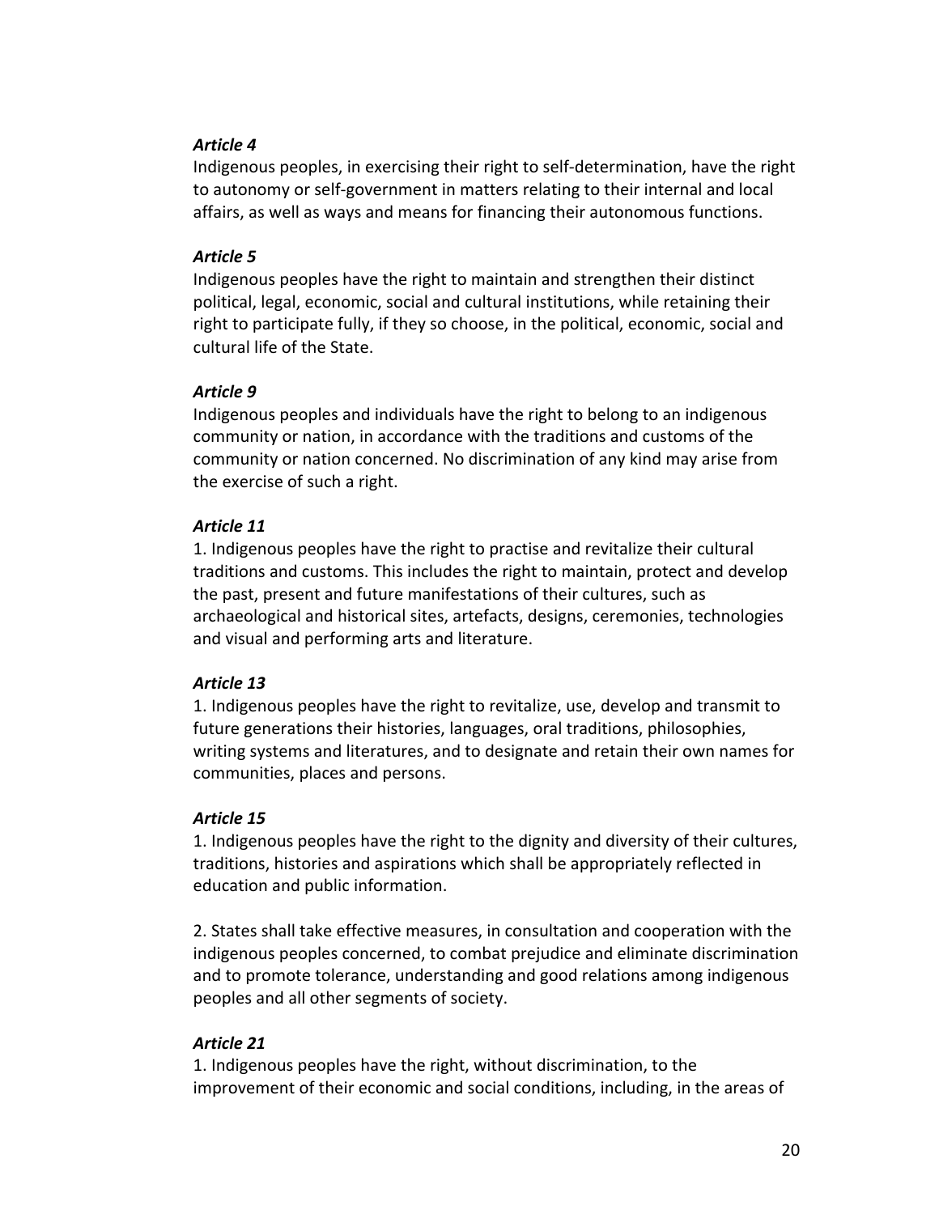*Article 4*
Indigenous peoples, in exercising their right to self-determination, have the right to autonomy or self-government in matters relating to their internal and local affairs, as well as ways and means for financing their autonomous functions.

*Article 5*
Indigenous peoples have the right to maintain and strengthen their distinct political, legal, economic, social and cultural institutions, while retaining their right to participate fully, if they so choose, in the political, economic, social and cultural life of the State.

*Article 9*
Indigenous peoples and individuals have the right to belong to an indigenous community or nation, in accordance with the traditions and customs of the community or nation concerned. No discrimination of any kind may arise from the exercise of such a right.

*Article 11*
1. Indigenous peoples have the right to practise and revitalize their cultural traditions and customs. This includes the right to maintain, protect and develop the past, present and future manifestations of their cultures, such as archaeological and historical sites, artefacts, designs, ceremonies, technologies and visual and performing arts and literature.

*Article 13*
1. Indigenous peoples have the right to revitalize, use, develop and transmit to future generations their histories, languages, oral traditions, philosophies, writing systems and literatures, and to designate and retain their own names for communities, places and persons.

*Article 15*
1. Indigenous peoples have the right to the dignity and diversity of their cultures, traditions, histories and aspirations which shall be appropriately reflected in education and public information.

2. States shall take effective measures, in consultation and cooperation with the indigenous peoples concerned, to combat prejudice and eliminate discrimination and to promote tolerance, understanding and good relations among indigenous peoples and all other segments of society.

*Article 21*
1. Indigenous peoples have the right, without discrimination, to the improvement of their economic and social conditions, including, in the areas of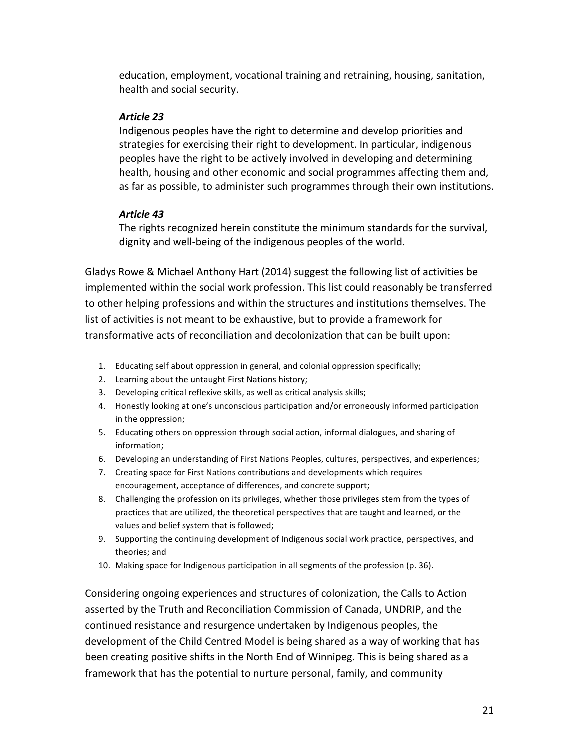education, employment, vocational training and retraining, housing, sanitation, health and social security.

***Article 23***

Indigenous peoples have the right to determine and develop priorities and strategies for exercising their right to development. In particular, indigenous peoples have the right to be actively involved in developing and determining health, housing and other economic and social programmes affecting them and, as far as possible, to administer such programmes through their own institutions.

***Article 43***

The rights recognized herein constitute the minimum standards for the survival, dignity and well-being of the indigenous peoples of the world.

Gladys Rowe & Michael Anthony Hart (2014) suggest the following list of activities be implemented within the social work profession. This list could reasonably be transferred to other helping professions and within the structures and institutions themselves. The list of activities is not meant to be exhaustive, but to provide a framework for transformative acts of reconciliation and decolonization that can be built upon:

1. Educating self about oppression in general, and colonial oppression specifically;
2. Learning about the untaught First Nations history;
3. Developing critical reflexive skills, as well as critical analysis skills;
4. Honestly looking at one's unconscious participation and/or erroneously informed participation in the oppression;
5. Educating others on oppression through social action, informal dialogues, and sharing of information;
6. Developing an understanding of First Nations Peoples, cultures, perspectives, and experiences;
7. Creating space for First Nations contributions and developments which requires encouragement, acceptance of differences, and concrete support;
8. Challenging the profession on its privileges, whether those privileges stem from the types of practices that are utilized, the theoretical perspectives that are taught and learned, or the values and belief system that is followed;
9. Supporting the continuing development of Indigenous social work practice, perspectives, and theories; and
10. Making space for Indigenous participation in all segments of the profession (p. 36).

Considering ongoing experiences and structures of colonization, the Calls to Action asserted by the Truth and Reconciliation Commission of Canada, UNDRIP, and the continued resistance and resurgence undertaken by Indigenous peoples, the development of the Child Centred Model is being shared as a way of working that has been creating positive shifts in the North End of Winnipeg. This is being shared as a framework that has the potential to nurture personal, family, and community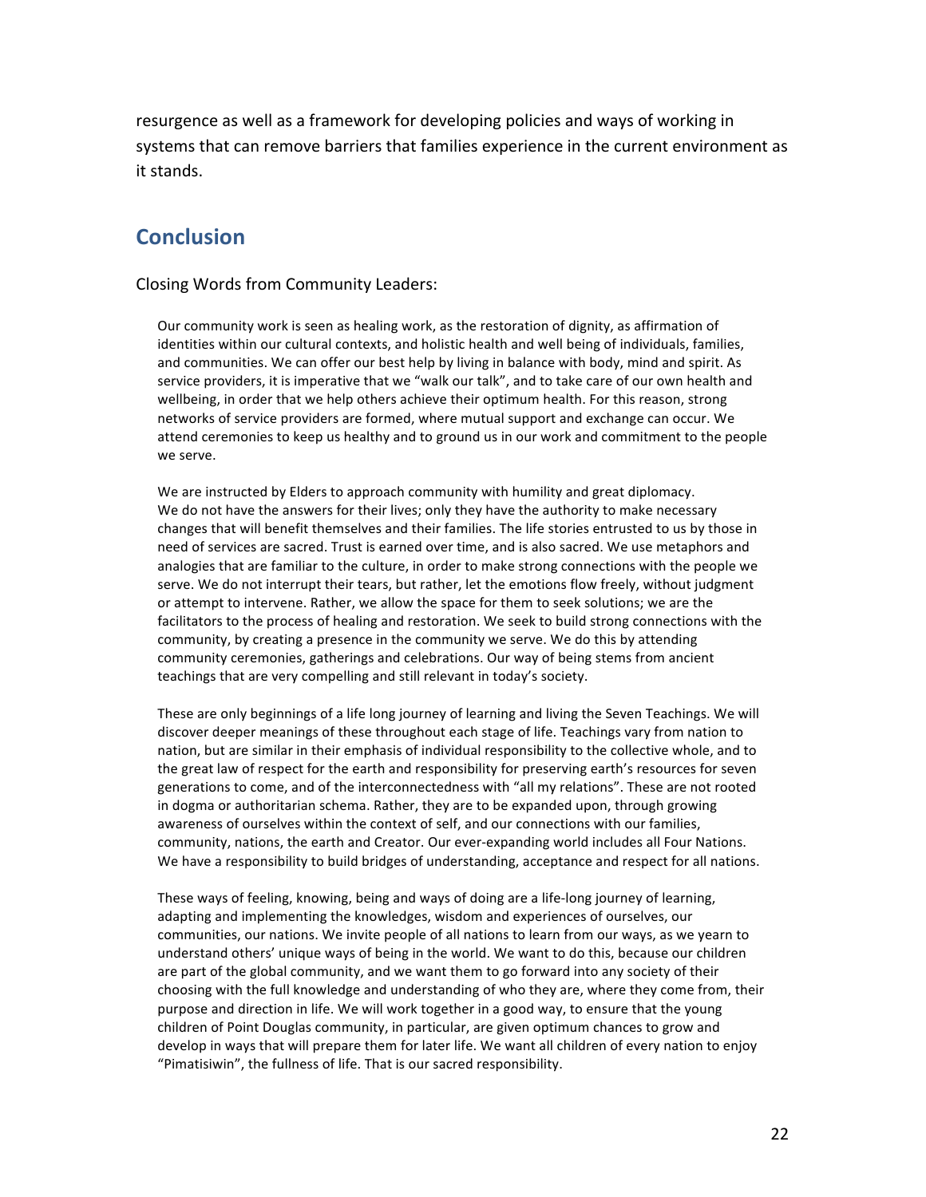resurgence as well as a framework for developing policies and ways of working in systems that can remove barriers that families experience in the current environment as it stands.

## Conclusion

Closing Words from Community Leaders:

> Our community work is seen as healing work, as the restoration of dignity, as affirmation of identities within our cultural contexts, and holistic health and well being of individuals, families, and communities. We can offer our best help by living in balance with body, mind and spirit. As service providers, it is imperative that we "walk our talk", and to take care of our own health and wellbeing, in order that we help others achieve their optimum health. For this reason, strong networks of service providers are formed, where mutual support and exchange can occur. We attend ceremonies to keep us healthy and to ground us in our work and commitment to the people we serve.
>
> We are instructed by Elders to approach community with humility and great diplomacy. We do not have the answers for their lives; only they have the authority to make necessary changes that will benefit themselves and their families. The life stories entrusted to us by those in need of services are sacred. Trust is earned over time, and is also sacred. We use metaphors and analogies that are familiar to the culture, in order to make strong connections with the people we serve. We do not interrupt their tears, but rather, let the emotions flow freely, without judgment or attempt to intervene. Rather, we allow the space for them to seek solutions; we are the facilitators to the process of healing and restoration. We seek to build strong connections with the community, by creating a presence in the community we serve. We do this by attending community ceremonies, gatherings and celebrations. Our way of being stems from ancient teachings that are very compelling and still relevant in today's society.
>
> These are only beginnings of a life long journey of learning and living the Seven Teachings. We will discover deeper meanings of these throughout each stage of life. Teachings vary from nation to nation, but are similar in their emphasis of individual responsibility to the collective whole, and to the great law of respect for the earth and responsibility for preserving earth's resources for seven generations to come, and of the interconnectedness with "all my relations". These are not rooted in dogma or authoritarian schema. Rather, they are to be expanded upon, through growing awareness of ourselves within the context of self, and our connections with our families, community, nations, the earth and Creator. Our ever-expanding world includes all Four Nations. We have a responsibility to build bridges of understanding, acceptance and respect for all nations.
>
> These ways of feeling, knowing, being and ways of doing are a life-long journey of learning, adapting and implementing the knowledges, wisdom and experiences of ourselves, our communities, our nations. We invite people of all nations to learn from our ways, as we yearn to understand others' unique ways of being in the world. We want to do this, because our children are part of the global community, and we want them to go forward into any society of their choosing with the full knowledge and understanding of who they are, where they come from, their purpose and direction in life. We will work together in a good way, to ensure that the young children of Point Douglas community, in particular, are given optimum chances to grow and develop in ways that will prepare them for later life. We want all children of every nation to enjoy "Pimatisiwin", the fullness of life. That is our sacred responsibility.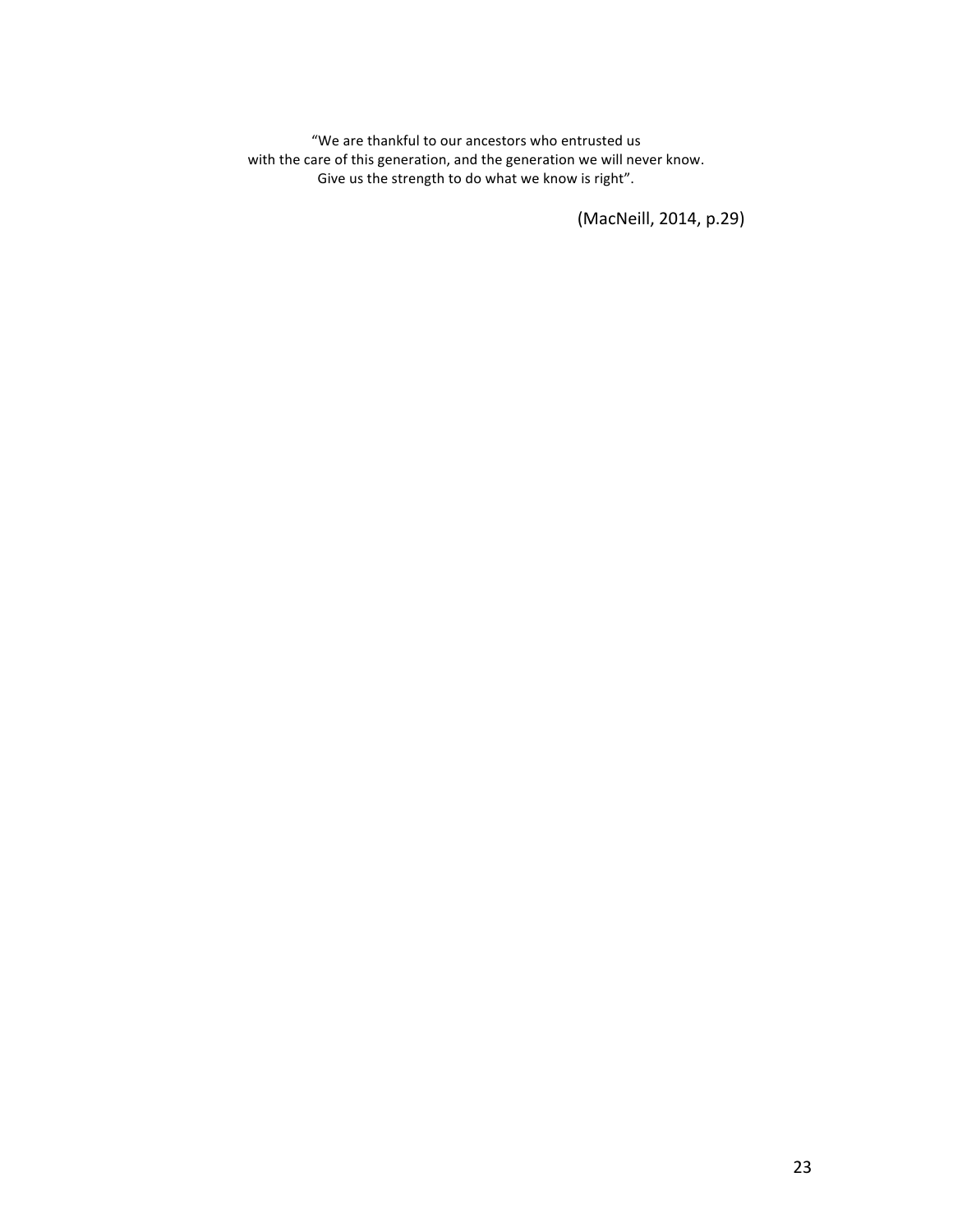"We are thankful to our ancestors who entrusted us
with the care of this generation, and the generation we will never know.
Give us the strength to do what we know is right".

(MacNeill, 2014, p.29)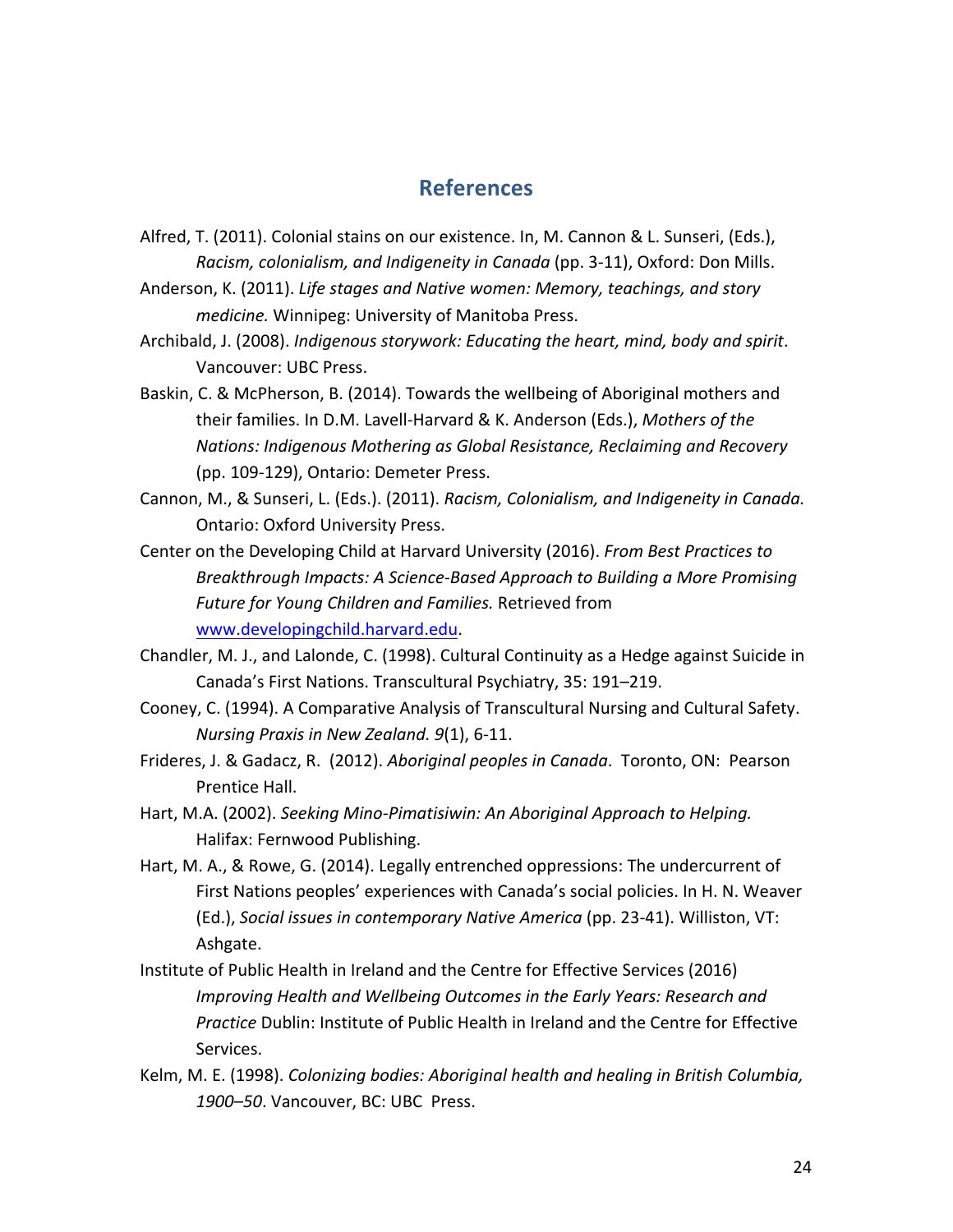## References

Alfred, T. (2011). Colonial stains on our existence. In, M. Cannon & L. Sunseri, (Eds.), *Racism, colonialism, and Indigeneity in Canada* (pp. 3-11), Oxford: Don Mills.

Anderson, K. (2011). *Life stages and Native women: Memory, teachings, and story medicine.* Winnipeg: University of Manitoba Press.

Archibald, J. (2008). *Indigenous storywork: Educating the heart, mind, body and spirit*. Vancouver: UBC Press.

Baskin, C. & McPherson, B. (2014). Towards the wellbeing of Aboriginal mothers and their families. In D.M. Lavell-Harvard & K. Anderson (Eds.), *Mothers of the Nations: Indigenous Mothering as Global Resistance, Reclaiming and Recovery* (pp. 109-129), Ontario: Demeter Press.

Cannon, M., & Sunseri, L. (Eds.). (2011). *Racism, Colonialism, and Indigeneity in Canada.* Ontario: Oxford University Press.

Center on the Developing Child at Harvard University (2016). *From Best Practices to Breakthrough Impacts: A Science-Based Approach to Building a More Promising Future for Young Children and Families.* Retrieved from www.developingchild.harvard.edu.

Chandler, M. J., and Lalonde, C. (1998). Cultural Continuity as a Hedge against Suicide in Canada's First Nations. Transcultural Psychiatry, 35: 191–219.

Cooney, C. (1994). A Comparative Analysis of Transcultural Nursing and Cultural Safety. *Nursing Praxis in New Zealand. 9*(1), 6-11.

Frideres, J. & Gadacz, R. (2012). *Aboriginal peoples in Canada*. Toronto, ON: Pearson Prentice Hall.

Hart, M.A. (2002). *Seeking Mino-Pimatisiwin: An Aboriginal Approach to Helping.* Halifax: Fernwood Publishing.

Hart, M. A., & Rowe, G. (2014). Legally entrenched oppressions: The undercurrent of First Nations peoples' experiences with Canada's social policies. In H. N. Weaver (Ed.), *Social issues in contemporary Native America* (pp. 23-41). Williston, VT: Ashgate.

Institute of Public Health in Ireland and the Centre for Effective Services (2016) *Improving Health and Wellbeing Outcomes in the Early Years: Research and Practice* Dublin: Institute of Public Health in Ireland and the Centre for Effective Services.

Kelm, M. E. (1998). *Colonizing bodies: Aboriginal health and healing in British Columbia, 1900–50*. Vancouver, BC: UBC Press.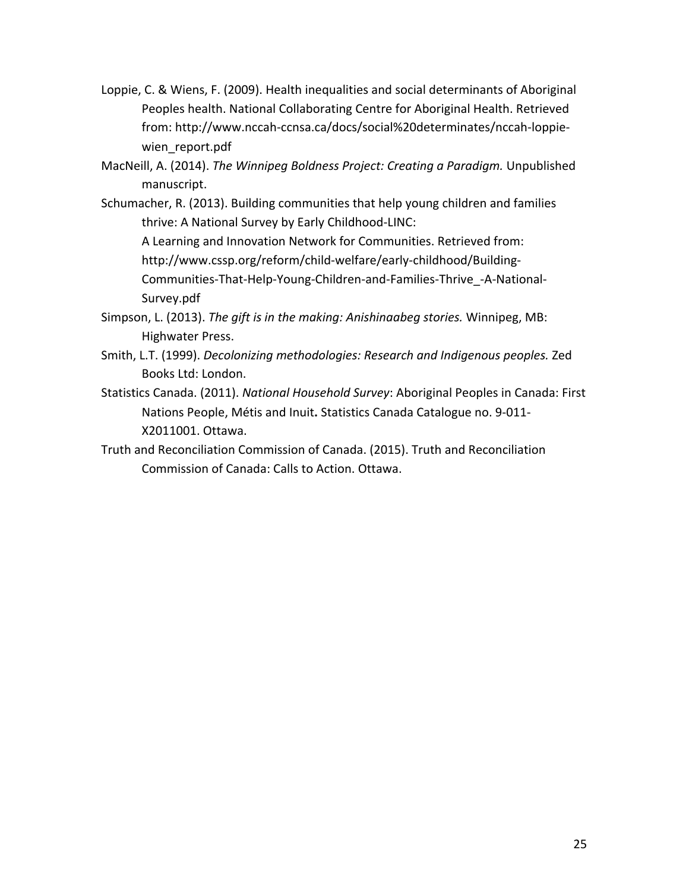Loppie, C. & Wiens, F. (2009). Health inequalities and social determinants of Aboriginal Peoples health. National Collaborating Centre for Aboriginal Health. Retrieved from: http://www.nccah-ccnsa.ca/docs/social%20determinates/nccah-loppie-wien_report.pdf

MacNeill, A. (2014). *The Winnipeg Boldness Project: Creating a Paradigm.* Unpublished manuscript.

Schumacher, R. (2013). Building communities that help young children and families thrive: A National Survey by Early Childhood-LINC: A Learning and Innovation Network for Communities. Retrieved from: http://www.cssp.org/reform/child-welfare/early-childhood/Building-Communities-That-Help-Young-Children-and-Families-Thrive_-A-National-Survey.pdf

Simpson, L. (2013). *The gift is in the making: Anishinaabeg stories.* Winnipeg, MB: Highwater Press.

Smith, L.T. (1999). *Decolonizing methodologies: Research and Indigenous peoples.* Zed Books Ltd: London.

Statistics Canada. (2011). *National Household Survey*: Aboriginal Peoples in Canada: First Nations People, Métis and Inuit**.** Statistics Canada Catalogue no. 9-011-X2011001. Ottawa.

Truth and Reconciliation Commission of Canada. (2015). Truth and Reconciliation Commission of Canada: Calls to Action. Ottawa.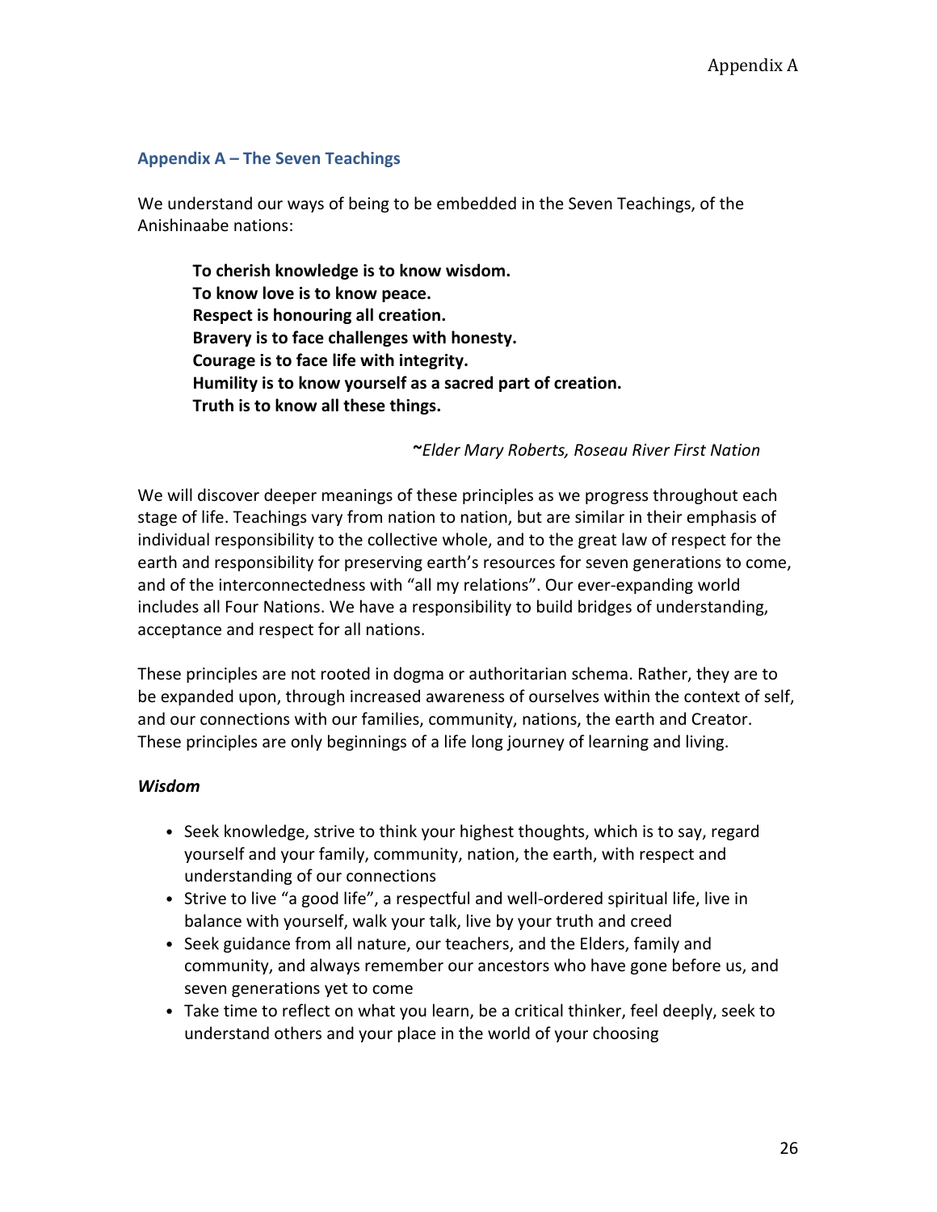## Appendix A – The Seven Teachings

We understand our ways of being to be embedded in the Seven Teachings, of the Anishinaabe nations:

> **To cherish knowledge is to know wisdom.**
> **To know love is to know peace.**
> **Respect is honouring all creation.**
> **Bravery is to face challenges with honesty.**
> **Courage is to face life with integrity.**
> **Humility is to know yourself as a sacred part of creation.**
> **Truth is to know all these things.**
>
> ~*Elder Mary Roberts, Roseau River First Nation*

We will discover deeper meanings of these principles as we progress throughout each stage of life. Teachings vary from nation to nation, but are similar in their emphasis of individual responsibility to the collective whole, and to the great law of respect for the earth and responsibility for preserving earth's resources for seven generations to come, and of the interconnectedness with "all my relations". Our ever-expanding world includes all Four Nations. We have a responsibility to build bridges of understanding, acceptance and respect for all nations.

These principles are not rooted in dogma or authoritarian schema. Rather, they are to be expanded upon, through increased awareness of ourselves within the context of self, and our connections with our families, community, nations, the earth and Creator. These principles are only beginnings of a life long journey of learning and living.

### *Wisdom*

- Seek knowledge, strive to think your highest thoughts, which is to say, regard yourself and your family, community, nation, the earth, with respect and understanding of our connections
- Strive to live "a good life", a respectful and well-ordered spiritual life, live in balance with yourself, walk your talk, live by your truth and creed
- Seek guidance from all nature, our teachers, and the Elders, family and community, and always remember our ancestors who have gone before us, and seven generations yet to come
- Take time to reflect on what you learn, be a critical thinker, feel deeply, seek to understand others and your place in the world of your choosing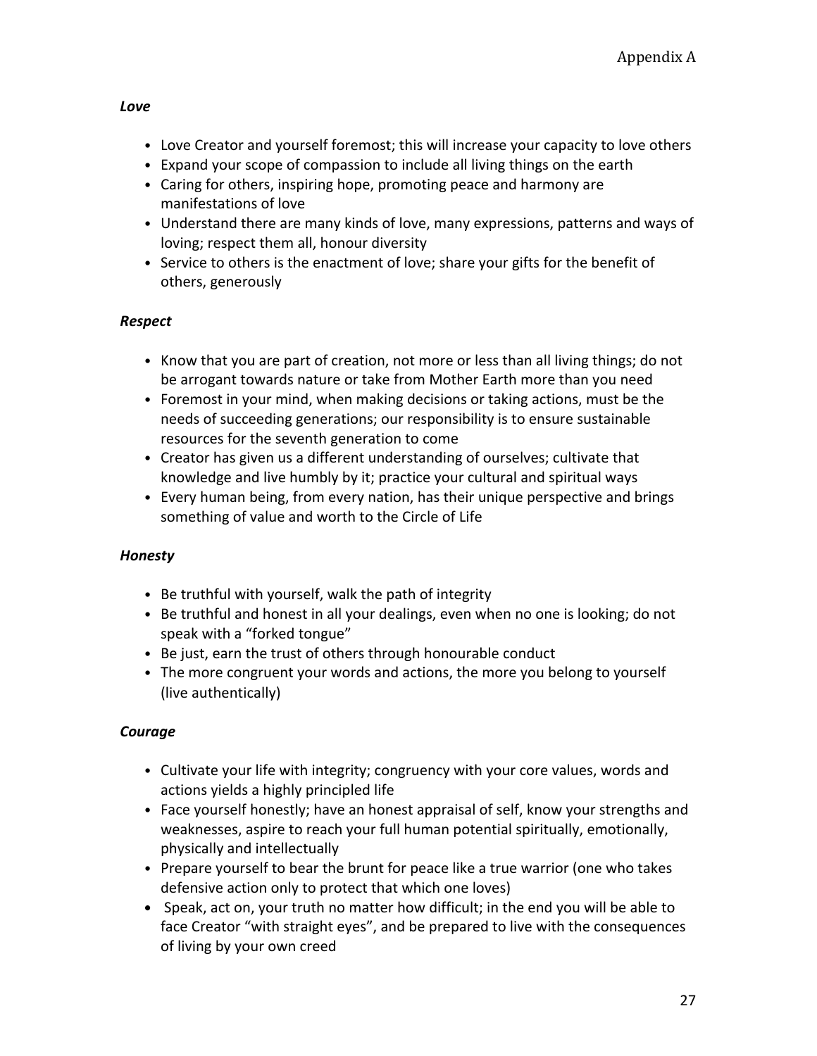***Love***

- Love Creator and yourself foremost; this will increase your capacity to love others
- Expand your scope of compassion to include all living things on the earth
- Caring for others, inspiring hope, promoting peace and harmony are manifestations of love
- Understand there are many kinds of love, many expressions, patterns and ways of loving; respect them all, honour diversity
- Service to others is the enactment of love; share your gifts for the benefit of others, generously

***Respect***

- Know that you are part of creation, not more or less than all living things; do not be arrogant towards nature or take from Mother Earth more than you need
- Foremost in your mind, when making decisions or taking actions, must be the needs of succeeding generations; our responsibility is to ensure sustainable resources for the seventh generation to come
- Creator has given us a different understanding of ourselves; cultivate that knowledge and live humbly by it; practice your cultural and spiritual ways
- Every human being, from every nation, has their unique perspective and brings something of value and worth to the Circle of Life

***Honesty***

- Be truthful with yourself, walk the path of integrity
- Be truthful and honest in all your dealings, even when no one is looking; do not speak with a "forked tongue"
- Be just, earn the trust of others through honourable conduct
- The more congruent your words and actions, the more you belong to yourself (live authentically)

***Courage***

- Cultivate your life with integrity; congruency with your core values, words and actions yields a highly principled life
- Face yourself honestly; have an honest appraisal of self, know your strengths and weaknesses, aspire to reach your full human potential spiritually, emotionally, physically and intellectually
- Prepare yourself to bear the brunt for peace like a true warrior (one who takes defensive action only to protect that which one loves)
- Speak, act on, your truth no matter how difficult; in the end you will be able to face Creator "with straight eyes", and be prepared to live with the consequences of living by your own creed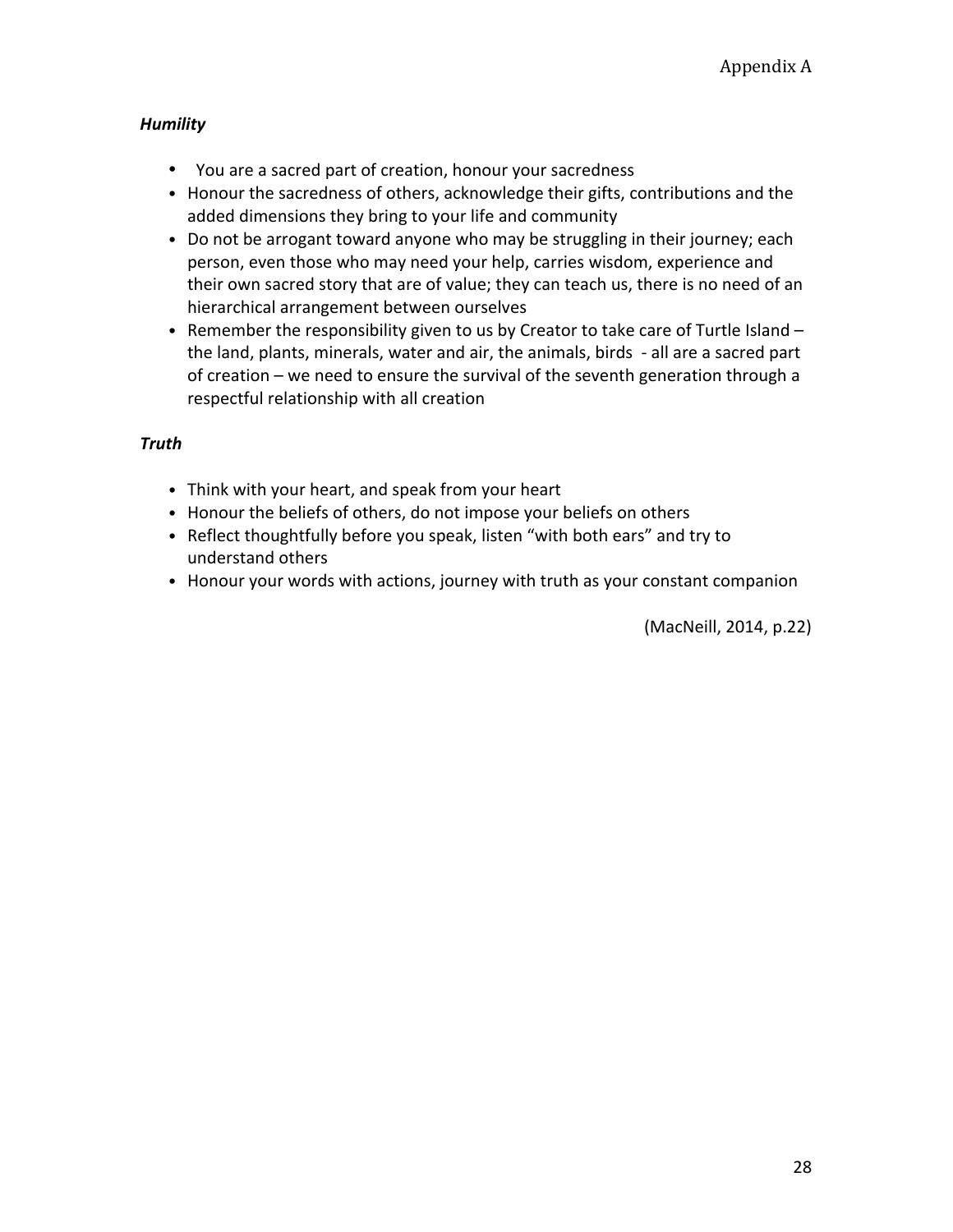***Humility***

- You are a sacred part of creation, honour your sacredness
- Honour the sacredness of others, acknowledge their gifts, contributions and the added dimensions they bring to your life and community
- Do not be arrogant toward anyone who may be struggling in their journey; each person, even those who may need your help, carries wisdom, experience and their own sacred story that are of value; they can teach us, there is no need of an hierarchical arrangement between ourselves
- Remember the responsibility given to us by Creator to take care of Turtle Island – the land, plants, minerals, water and air, the animals, birds - all are a sacred part of creation – we need to ensure the survival of the seventh generation through a respectful relationship with all creation

***Truth***

- Think with your heart, and speak from your heart
- Honour the beliefs of others, do not impose your beliefs on others
- Reflect thoughtfully before you speak, listen "with both ears" and try to understand others
- Honour your words with actions, journey with truth as your constant companion

(MacNeill, 2014, p.22)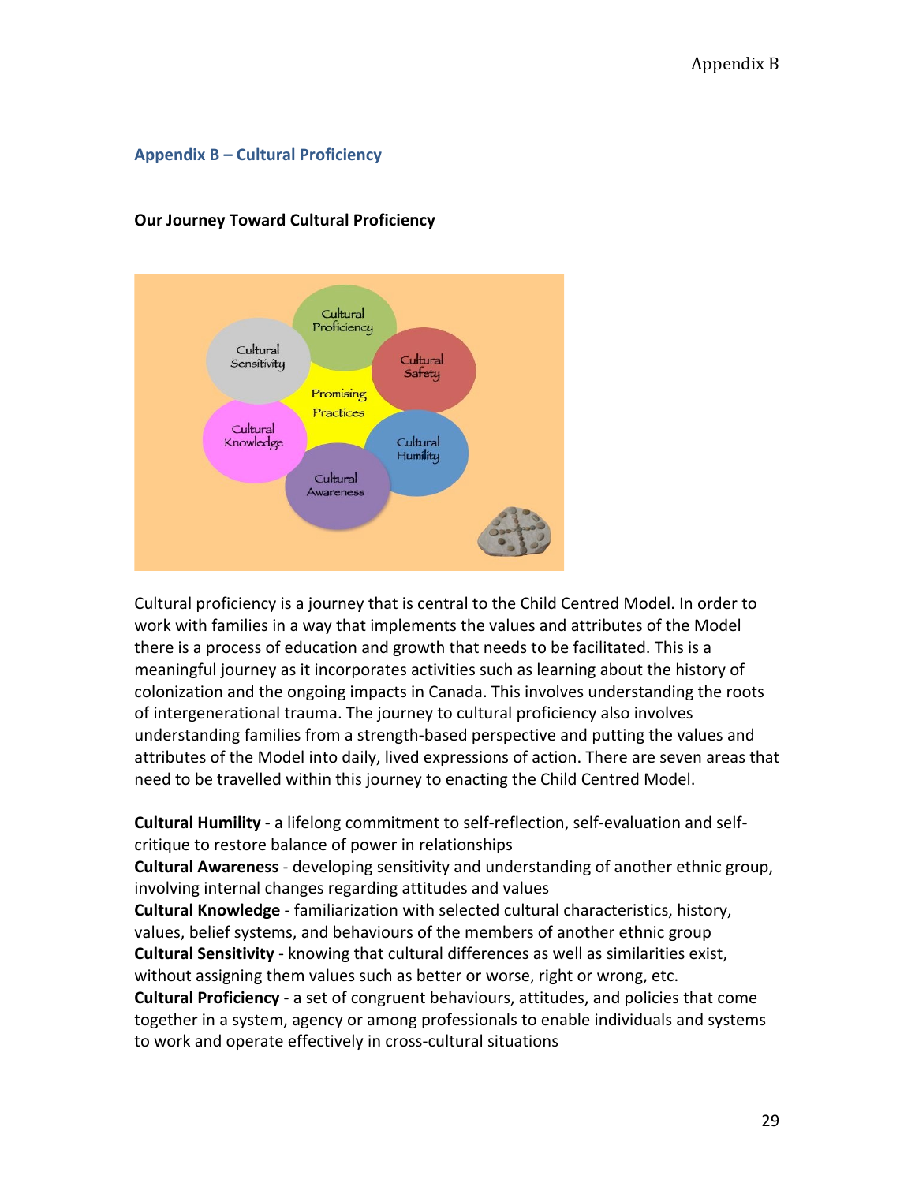## Appendix B – Cultural Proficiency

### Our Journey Toward Cultural Proficiency

Cultural proficiency is a journey that is central to the Child Centred Model. In order to work with families in a way that implements the values and attributes of the Model there is a process of education and growth that needs to be facilitated. This is a meaningful journey as it incorporates activities such as learning about the history of colonization and the ongoing impacts in Canada. This involves understanding the roots of intergenerational trauma. The journey to cultural proficiency also involves understanding families from a strength-based perspective and putting the values and attributes of the Model into daily, lived expressions of action. There are seven areas that need to be travelled within this journey to enacting the Child Centred Model.

**Cultural Humility** - a lifelong commitment to self-reflection, self-evaluation and self-critique to restore balance of power in relationships
**Cultural Awareness** - developing sensitivity and understanding of another ethnic group, involving internal changes regarding attitudes and values
**Cultural Knowledge** - familiarization with selected cultural characteristics, history, values, belief systems, and behaviours of the members of another ethnic group
**Cultural Sensitivity** - knowing that cultural differences as well as similarities exist, without assigning them values such as better or worse, right or wrong, etc.
**Cultural Proficiency** - a set of congruent behaviours, attitudes, and policies that come together in a system, agency or among professionals to enable individuals and systems to work and operate effectively in cross-cultural situations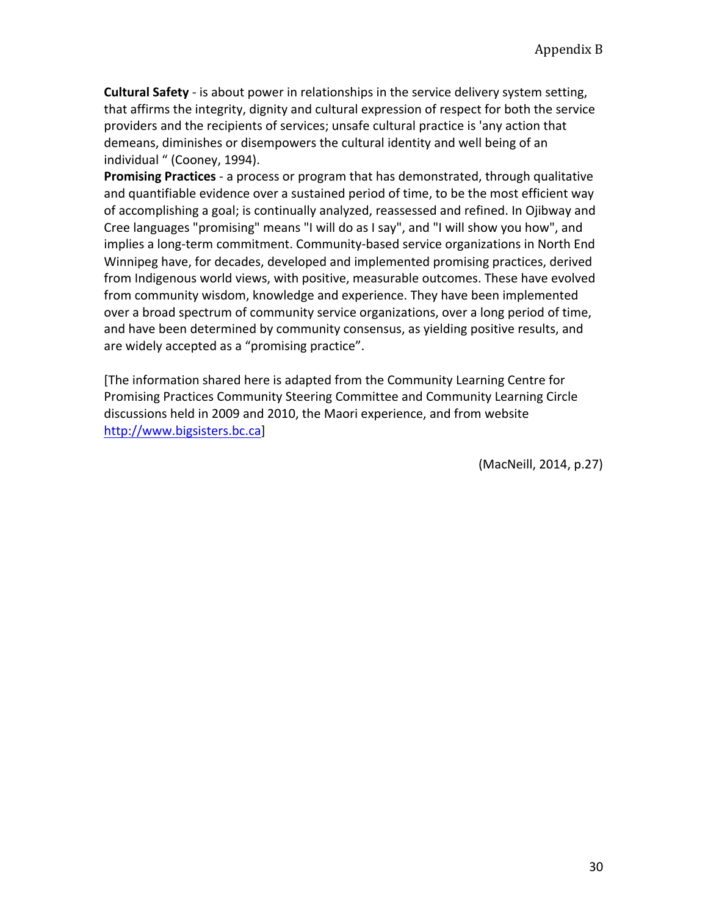Appendix B

**Cultural Safety** - is about power in relationships in the service delivery system setting, that affirms the integrity, dignity and cultural expression of respect for both the service providers and the recipients of services; unsafe cultural practice is 'any action that demeans, diminishes or disempowers the cultural identity and well being of an individual " (Cooney, 1994).

**Promising Practices** - a process or program that has demonstrated, through qualitative and quantifiable evidence over a sustained period of time, to be the most efficient way of accomplishing a goal; is continually analyzed, reassessed and refined. In Ojibway and Cree languages "promising" means "I will do as I say", and "I will show you how", and implies a long-term commitment. Community-based service organizations in North End Winnipeg have, for decades, developed and implemented promising practices, derived from Indigenous world views, with positive, measurable outcomes. These have evolved from community wisdom, knowledge and experience. They have been implemented over a broad spectrum of community service organizations, over a long period of time, and have been determined by community consensus, as yielding positive results, and are widely accepted as a "promising practice".

[The information shared here is adapted from the Community Learning Centre for Promising Practices Community Steering Committee and Community Learning Circle discussions held in 2009 and 2010, the Maori experience, and from website http://www.bigsisters.bc.ca]

(MacNeill, 2014, p.27)